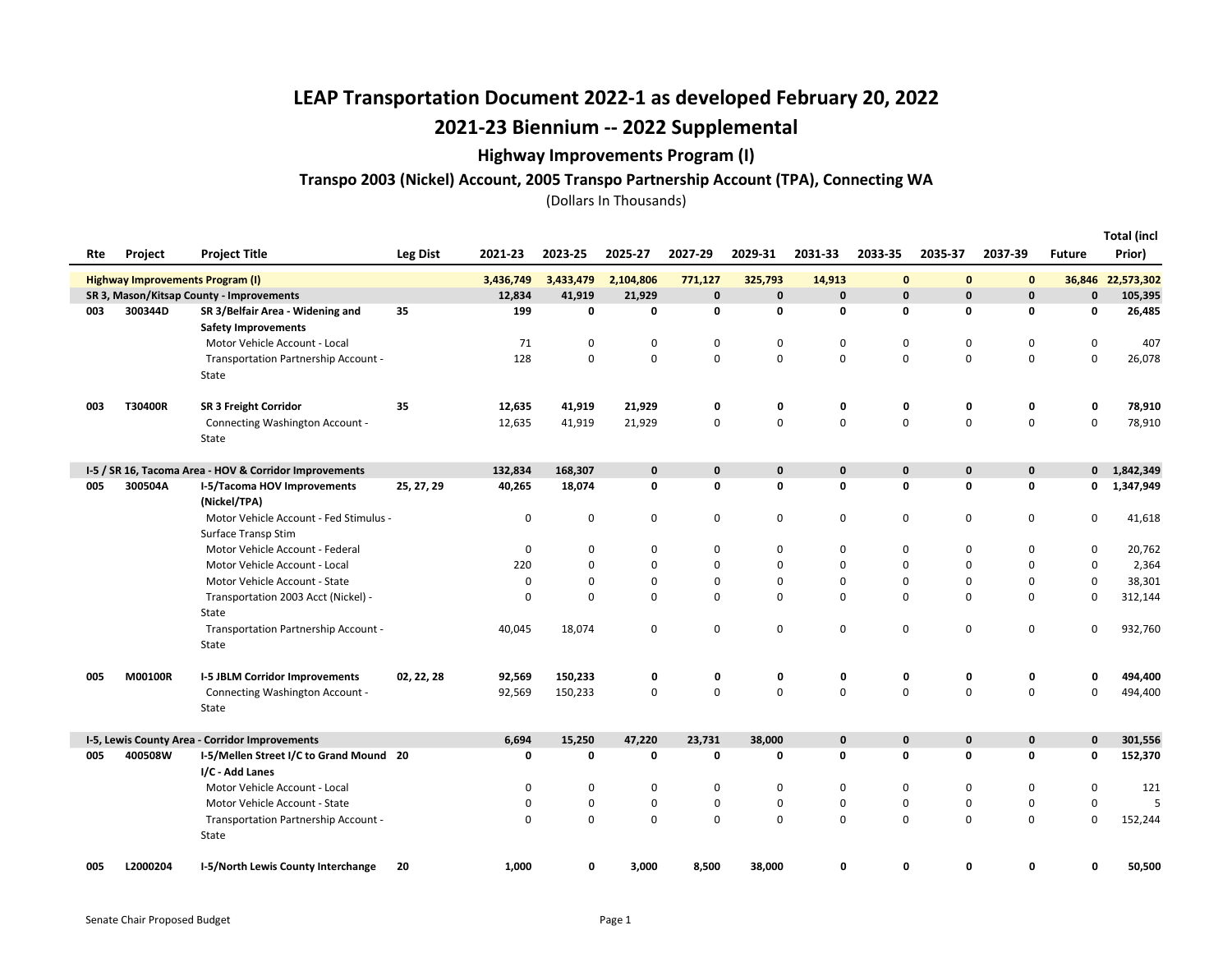# LEAP Transportation Document 2022-1 as developed February 20, 2022

## 2021-23 Biennium -- 2022 Supplemental

### Highway Improvements Program (I)

#### Transpo 2003 (Nickel) Account, 2005 Transpo Partnership Account (TPA), Connecting WA

(Dollars In Thousands)

| Rte | Project | Project Title | Leg Dist | 2021-23 | 2023-25 | 2025-27 | 2027-29 | 2029-31 | 2031-33 | 2033-35 | 2035-37 | 2037-39 | Future | Total (incl Prior) |
|---|---|---|---|---|---|---|---|---|---|---|---|---|---|---|
| **Highway Improvements Program (I)** | | | | **3,436,749** | **3,433,479** | **2,104,806** | **771,127** | **325,793** | **14,913** | **0** | **0** | **0** | **36,846** | **22,573,302** |
| **SR 3, Mason/Kitsap County - Improvements** | | | | **12,834** | **41,919** | **21,929** | **0** | **0** | **0** | **0** | **0** | **0** | **0** | **105,395** |
| **003** | **300344D** | **SR 3/Belfair Area - Widening and Safety Improvements** | **35** | **199** | **0** | **0** | **0** | **0** | **0** | **0** | **0** | **0** | **0** | **26,485** |
| | | Motor Vehicle Account - Local | | 71 | 0 | 0 | 0 | 0 | 0 | 0 | 0 | 0 | 0 | 407 |
| | | Transportation Partnership Account - State | | 128 | 0 | 0 | 0 | 0 | 0 | 0 | 0 | 0 | 0 | 26,078 |
| **003** | **T30400R** | **SR 3 Freight Corridor** | **35** | **12,635** | **41,919** | **21,929** | **0** | **0** | **0** | **0** | **0** | **0** | **0** | **78,910** |
| | | Connecting Washington Account - State | | 12,635 | 41,919 | 21,929 | 0 | 0 | 0 | 0 | 0 | 0 | 0 | 78,910 |
| **I-5 / SR 16, Tacoma Area - HOV & Corridor Improvements** | | | | **132,834** | **168,307** | **0** | **0** | **0** | **0** | **0** | **0** | **0** | **0** | **1,842,349** |
| **005** | **300504A** | **I-5/Tacoma HOV Improvements (Nickel/TPA)** | **25, 27, 29** | **40,265** | **18,074** | **0** | **0** | **0** | **0** | **0** | **0** | **0** | **0** | **1,347,949** |
| | | Motor Vehicle Account - Fed Stimulus - Surface Transp Stim | | 0 | 0 | 0 | 0 | 0 | 0 | 0 | 0 | 0 | 0 | 41,618 |
| | | Motor Vehicle Account - Federal | | 0 | 0 | 0 | 0 | 0 | 0 | 0 | 0 | 0 | 0 | 20,762 |
| | | Motor Vehicle Account - Local | | 220 | 0 | 0 | 0 | 0 | 0 | 0 | 0 | 0 | 0 | 2,364 |
| | | Motor Vehicle Account - State | | 0 | 0 | 0 | 0 | 0 | 0 | 0 | 0 | 0 | 0 | 38,301 |
| | | Transportation 2003 Acct (Nickel) - State | | 0 | 0 | 0 | 0 | 0 | 0 | 0 | 0 | 0 | 0 | 312,144 |
| | | Transportation Partnership Account - State | | 40,045 | 18,074 | 0 | 0 | 0 | 0 | 0 | 0 | 0 | 0 | 932,760 |
| **005** | **M00100R** | **I-5 JBLM Corridor Improvements** | **02, 22, 28** | **92,569** | **150,233** | **0** | **0** | **0** | **0** | **0** | **0** | **0** | **0** | **494,400** |
| | | Connecting Washington Account - State | | 92,569 | 150,233 | 0 | 0 | 0 | 0 | 0 | 0 | 0 | 0 | 494,400 |
| **I-5, Lewis County Area - Corridor Improvements** | | | | **6,694** | **15,250** | **47,220** | **23,731** | **38,000** | **0** | **0** | **0** | **0** | **0** | **301,556** |
| **005** | **400508W** | **I-5/Mellen Street I/C to Grand Mound I/C - Add Lanes** | **20** | **0** | **0** | **0** | **0** | **0** | **0** | **0** | **0** | **0** | **0** | **152,370** |
| | | Motor Vehicle Account - Local | | 0 | 0 | 0 | 0 | 0 | 0 | 0 | 0 | 0 | 0 | 121 |
| | | Motor Vehicle Account - State | | 0 | 0 | 0 | 0 | 0 | 0 | 0 | 0 | 0 | 0 | 5 |
| | | Transportation Partnership Account - State | | 0 | 0 | 0 | 0 | 0 | 0 | 0 | 0 | 0 | 0 | 152,244 |
| **005** | **L2000204** | **I-5/North Lewis County Interchange** | **20** | **1,000** | **0** | **3,000** | **8,500** | **38,000** | **0** | **0** | **0** | **0** | **0** | **50,500** |

Senate Chair Proposed Budget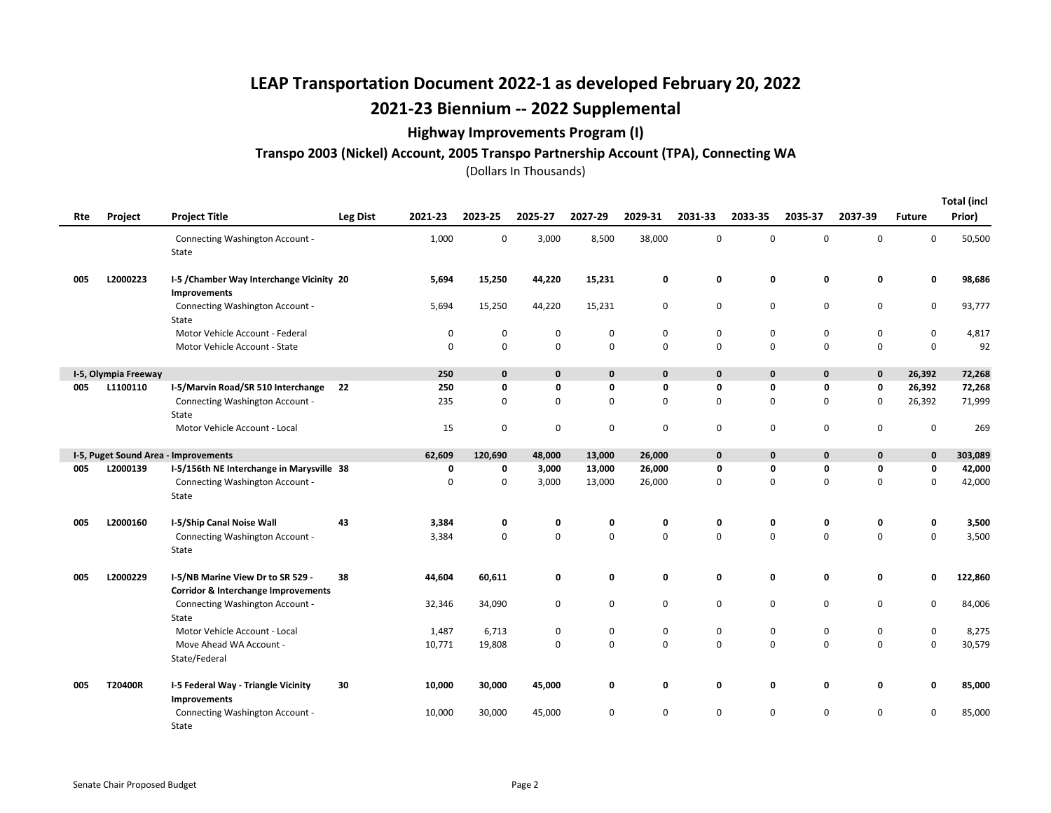# LEAP Transportation Document 2022-1 as developed February 20, 2022

## 2021-23 Biennium -- 2022 Supplemental

### Highway Improvements Program (I)

#### Transpo 2003 (Nickel) Account, 2005 Transpo Partnership Account (TPA), Connecting WA

(Dollars In Thousands)

| Rte | Project | Project Title | Leg Dist | 2021-23 | 2023-25 | 2025-27 | 2027-29 | 2029-31 | 2031-33 | 2033-35 | 2035-37 | 2037-39 | Future | Total (incl Prior) |
|---|---|---|---|---|---|---|---|---|---|---|---|---|---|---|
| | | Connecting Washington Account - State | | 1,000 | 0 | 3,000 | 8,500 | 38,000 | 0 | 0 | 0 | 0 | 0 | 50,500 |
| **005** | **L2000223** | **I-5 /Chamber Way Interchange Vicinity Improvements** | **20** | **5,694** | **15,250** | **44,220** | **15,231** | **0** | **0** | **0** | **0** | **0** | **0** | **98,686** |
| | | Connecting Washington Account - State | | 5,694 | 15,250 | 44,220 | 15,231 | 0 | 0 | 0 | 0 | 0 | 0 | 93,777 |
| | | Motor Vehicle Account - Federal | | 0 | 0 | 0 | 0 | 0 | 0 | 0 | 0 | 0 | 0 | 4,817 |
| | | Motor Vehicle Account - State | | 0 | 0 | 0 | 0 | 0 | 0 | 0 | 0 | 0 | 0 | 92 |
| **I-5, Olympia Freeway** | | | | **250** | **0** | **0** | **0** | **0** | **0** | **0** | **0** | **0** | **26,392** | **72,268** |
| **005** | **L1100110** | **I-5/Marvin Road/SR 510 Interchange** | **22** | **250** | **0** | **0** | **0** | **0** | **0** | **0** | **0** | **0** | **26,392** | **72,268** |
| | | Connecting Washington Account - State | | 235 | 0 | 0 | 0 | 0 | 0 | 0 | 0 | 0 | 26,392 | 71,999 |
| | | Motor Vehicle Account - Local | | 15 | 0 | 0 | 0 | 0 | 0 | 0 | 0 | 0 | 0 | 269 |
| **I-5, Puget Sound Area - Improvements** | | | | **62,609** | **120,690** | **48,000** | **13,000** | **26,000** | **0** | **0** | **0** | **0** | **0** | **303,089** |
| **005** | **L2000139** | **I-5/156th NE Interchange in Marysville** | **38** | **0** | **0** | **3,000** | **13,000** | **26,000** | **0** | **0** | **0** | **0** | **0** | **42,000** |
| | | Connecting Washington Account - State | | 0 | 0 | 3,000 | 13,000 | 26,000 | 0 | 0 | 0 | 0 | 0 | 42,000 |
| **005** | **L2000160** | **I-5/Ship Canal Noise Wall** | **43** | **3,384** | **0** | **0** | **0** | **0** | **0** | **0** | **0** | **0** | **0** | **3,500** |
| | | Connecting Washington Account - State | | 3,384 | 0 | 0 | 0 | 0 | 0 | 0 | 0 | 0 | 0 | 3,500 |
| **005** | **L2000229** | **I-5/NB Marine View Dr to SR 529 - Corridor & Interchange Improvements** | **38** | **44,604** | **60,611** | **0** | **0** | **0** | **0** | **0** | **0** | **0** | **0** | **122,860** |
| | | Connecting Washington Account - State | | 32,346 | 34,090 | 0 | 0 | 0 | 0 | 0 | 0 | 0 | 0 | 84,006 |
| | | Motor Vehicle Account - Local | | 1,487 | 6,713 | 0 | 0 | 0 | 0 | 0 | 0 | 0 | 0 | 8,275 |
| | | Move Ahead WA Account - State/Federal | | 10,771 | 19,808 | 0 | 0 | 0 | 0 | 0 | 0 | 0 | 0 | 30,579 |
| **005** | **T20400R** | **I-5 Federal Way - Triangle Vicinity Improvements** | **30** | **10,000** | **30,000** | **45,000** | **0** | **0** | **0** | **0** | **0** | **0** | **0** | **85,000** |
| | | Connecting Washington Account - State | | 10,000 | 30,000 | 45,000 | 0 | 0 | 0 | 0 | 0 | 0 | 0 | 85,000 |

Senate Chair Proposed Budget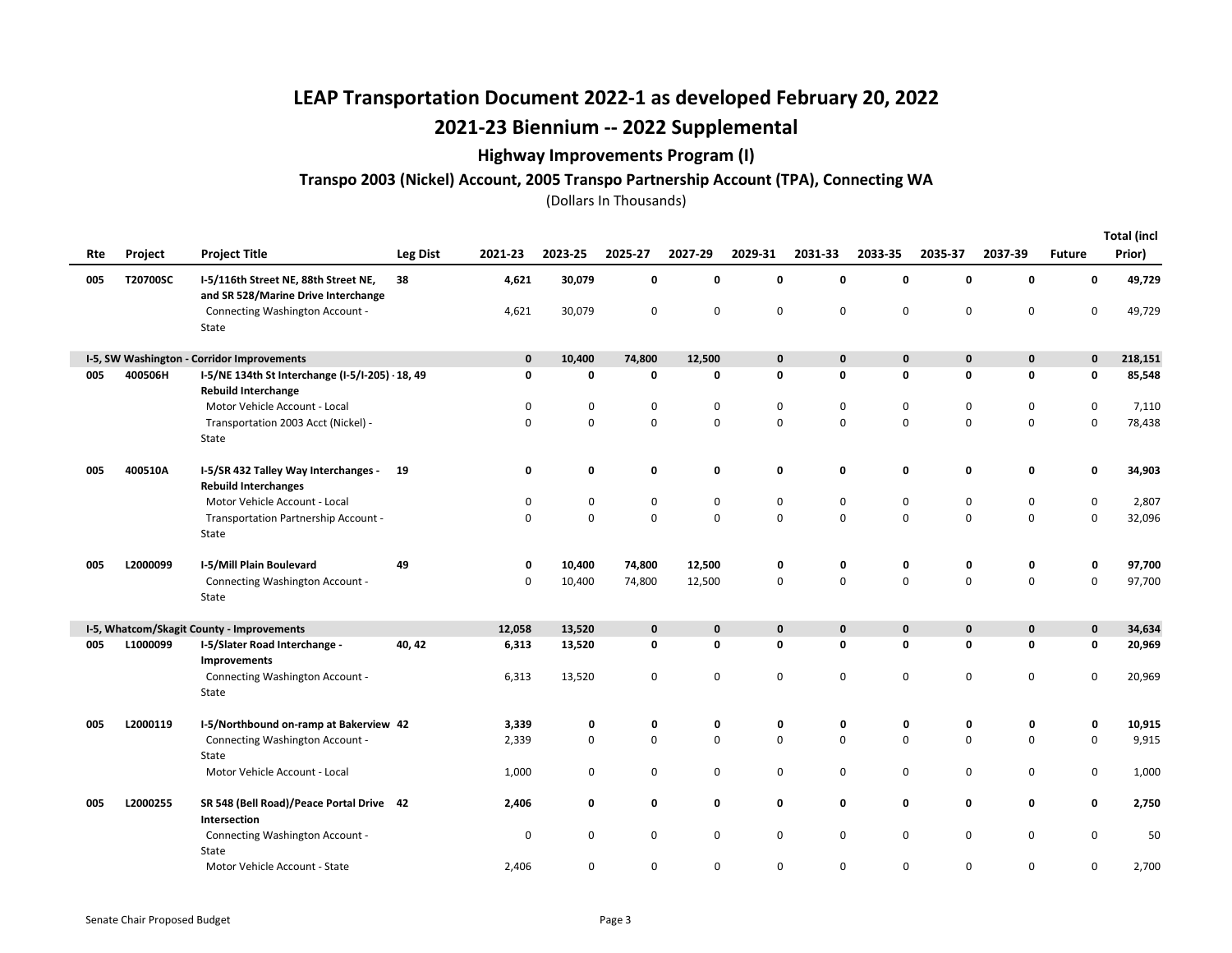# LEAP Transportation Document 2022-1 as developed February 20, 2022

## 2021-23 Biennium -- 2022 Supplemental

### Highway Improvements Program (I)

#### Transpo 2003 (Nickel) Account, 2005 Transpo Partnership Account (TPA), Connecting WA

(Dollars In Thousands)

| Rte | Project | Project Title | Leg Dist | 2021-23 | 2023-25 | 2025-27 | 2027-29 | 2029-31 | 2031-33 | 2033-35 | 2035-37 | 2037-39 | Future | Total (incl Prior) |
|---|---|---|---|---|---|---|---|---|---|---|---|---|---|---|
| **005** | **T20700SC** | **I-5/116th Street NE, 88th Street NE, and SR 528/Marine Drive Interchange** | **38** | **4,621** | **30,079** | **0** | **0** | **0** | **0** | **0** | **0** | **0** | **0** | **49,729** |
| | | Connecting Washington Account - State | | 4,621 | 30,079 | 0 | 0 | 0 | 0 | 0 | 0 | 0 | 0 | 49,729 |
| **I-5, SW Washington - Corridor Improvements** | | | | **0** | **10,400** | **74,800** | **12,500** | **0** | **0** | **0** | **0** | **0** | **0** | **218,151** |
| **005** | **400506H** | **I-5/NE 134th St Interchange (I-5/I-205) - Rebuild Interchange** | **18, 49** | **0** | **0** | **0** | **0** | **0** | **0** | **0** | **0** | **0** | **0** | **85,548** |
| | | Motor Vehicle Account - Local | | 0 | 0 | 0 | 0 | 0 | 0 | 0 | 0 | 0 | 0 | 7,110 |
| | | Transportation 2003 Acct (Nickel) - State | | 0 | 0 | 0 | 0 | 0 | 0 | 0 | 0 | 0 | 0 | 78,438 |
| **005** | **400510A** | **I-5/SR 432 Talley Way Interchanges - Rebuild Interchanges** | **19** | **0** | **0** | **0** | **0** | **0** | **0** | **0** | **0** | **0** | **0** | **34,903** |
| | | Motor Vehicle Account - Local | | 0 | 0 | 0 | 0 | 0 | 0 | 0 | 0 | 0 | 0 | 2,807 |
| | | Transportation Partnership Account - State | | 0 | 0 | 0 | 0 | 0 | 0 | 0 | 0 | 0 | 0 | 32,096 |
| **005** | **L2000099** | **I-5/Mill Plain Boulevard** | **49** | **0** | **10,400** | **74,800** | **12,500** | **0** | **0** | **0** | **0** | **0** | **0** | **97,700** |
| | | Connecting Washington Account - State | | 0 | 10,400 | 74,800 | 12,500 | 0 | 0 | 0 | 0 | 0 | 0 | 97,700 |
| **I-5, Whatcom/Skagit County - Improvements** | | | | **12,058** | **13,520** | **0** | **0** | **0** | **0** | **0** | **0** | **0** | **0** | **34,634** |
| **005** | **L1000099** | **I-5/Slater Road Interchange - Improvements** | **40, 42** | **6,313** | **13,520** | **0** | **0** | **0** | **0** | **0** | **0** | **0** | **0** | **20,969** |
| | | Connecting Washington Account - State | | 6,313 | 13,520 | 0 | 0 | 0 | 0 | 0 | 0 | 0 | 0 | 20,969 |
| **005** | **L2000119** | **I-5/Northbound on-ramp at Bakerview** | **42** | **3,339** | **0** | **0** | **0** | **0** | **0** | **0** | **0** | **0** | **0** | **10,915** |
| | | Connecting Washington Account - State | | 2,339 | 0 | 0 | 0 | 0 | 0 | 0 | 0 | 0 | 0 | 9,915 |
| | | Motor Vehicle Account - Local | | 1,000 | 0 | 0 | 0 | 0 | 0 | 0 | 0 | 0 | 0 | 1,000 |
| **005** | **L2000255** | **SR 548 (Bell Road)/Peace Portal Drive Intersection** | **42** | **2,406** | **0** | **0** | **0** | **0** | **0** | **0** | **0** | **0** | **0** | **2,750** |
| | | Connecting Washington Account - State | | 0 | 0 | 0 | 0 | 0 | 0 | 0 | 0 | 0 | 0 | 50 |
| | | Motor Vehicle Account - State | | 2,406 | 0 | 0 | 0 | 0 | 0 | 0 | 0 | 0 | 0 | 2,700 |

Senate Chair Proposed Budget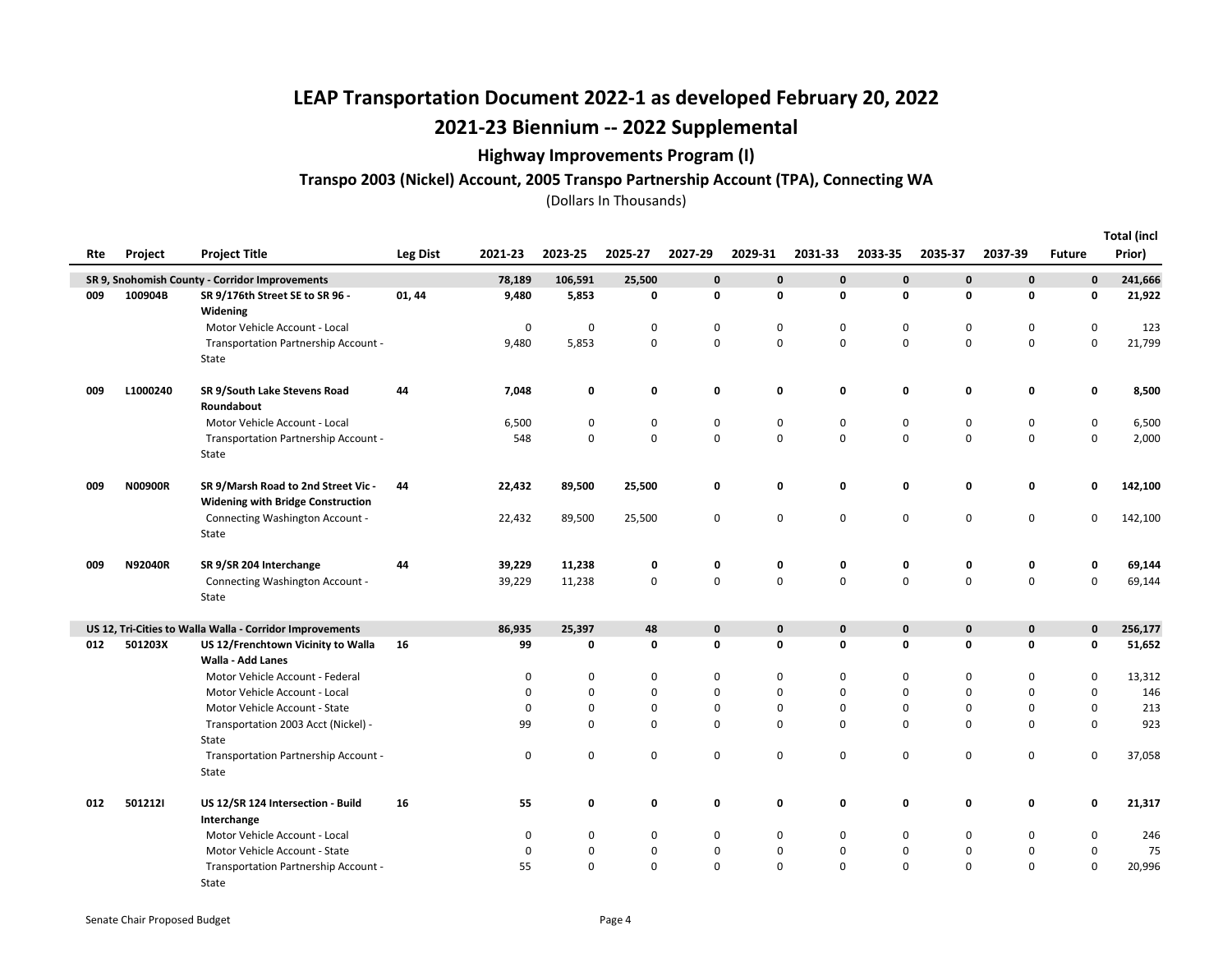# LEAP Transportation Document 2022-1 as developed February 20, 2022

## 2021-23 Biennium -- 2022 Supplemental

### Highway Improvements Program (I)

#### Transpo 2003 (Nickel) Account, 2005 Transpo Partnership Account (TPA), Connecting WA

(Dollars In Thousands)

| Rte | Project | Project Title | Leg Dist | 2021-23 | 2023-25 | 2025-27 | 2027-29 | 2029-31 | 2031-33 | 2033-35 | 2035-37 | 2037-39 | Future | Total (incl Prior) |
|---|---|---|---|---|---|---|---|---|---|---|---|---|---|---|
| **SR 9, Snohomish County - Corridor Improvements** | | | | **78,189** | **106,591** | **25,500** | **0** | **0** | **0** | **0** | **0** | **0** | **0** | **241,666** |
| **009** | **100904B** | **SR 9/176th Street SE to SR 96 - Widening** | **01, 44** | **9,480** | **5,853** | **0** | **0** | **0** | **0** | **0** | **0** | **0** | **0** | **21,922** |
| | | Motor Vehicle Account - Local | | 0 | 0 | 0 | 0 | 0 | 0 | 0 | 0 | 0 | 0 | 123 |
| | | Transportation Partnership Account - State | | 9,480 | 5,853 | 0 | 0 | 0 | 0 | 0 | 0 | 0 | 0 | 21,799 |
| **009** | **L1000240** | **SR 9/South Lake Stevens Road Roundabout** | **44** | **7,048** | **0** | **0** | **0** | **0** | **0** | **0** | **0** | **0** | **0** | **8,500** |
| | | Motor Vehicle Account - Local | | 6,500 | 0 | 0 | 0 | 0 | 0 | 0 | 0 | 0 | 0 | 6,500 |
| | | Transportation Partnership Account - State | | 548 | 0 | 0 | 0 | 0 | 0 | 0 | 0 | 0 | 0 | 2,000 |
| **009** | **N00900R** | **SR 9/Marsh Road to 2nd Street Vic - Widening with Bridge Construction** | **44** | **22,432** | **89,500** | **25,500** | **0** | **0** | **0** | **0** | **0** | **0** | **0** | **142,100** |
| | | Connecting Washington Account - State | | 22,432 | 89,500 | 25,500 | 0 | 0 | 0 | 0 | 0 | 0 | 0 | 142,100 |
| **009** | **N92040R** | **SR 9/SR 204 Interchange** | **44** | **39,229** | **11,238** | **0** | **0** | **0** | **0** | **0** | **0** | **0** | **0** | **69,144** |
| | | Connecting Washington Account - State | | 39,229 | 11,238 | 0 | 0 | 0 | 0 | 0 | 0 | 0 | 0 | 69,144 |
| **US 12, Tri-Cities to Walla Walla - Corridor Improvements** | | | | **86,935** | **25,397** | **48** | **0** | **0** | **0** | **0** | **0** | **0** | **0** | **256,177** |
| **012** | **501203X** | **US 12/Frenchtown Vicinity to Walla Walla - Add Lanes** | **16** | **99** | **0** | **0** | **0** | **0** | **0** | **0** | **0** | **0** | **0** | **51,652** |
| | | Motor Vehicle Account - Federal | | 0 | 0 | 0 | 0 | 0 | 0 | 0 | 0 | 0 | 0 | 13,312 |
| | | Motor Vehicle Account - Local | | 0 | 0 | 0 | 0 | 0 | 0 | 0 | 0 | 0 | 0 | 146 |
| | | Motor Vehicle Account - State | | 0 | 0 | 0 | 0 | 0 | 0 | 0 | 0 | 0 | 0 | 213 |
| | | Transportation 2003 Acct (Nickel) - State | | 99 | 0 | 0 | 0 | 0 | 0 | 0 | 0 | 0 | 0 | 923 |
| | | Transportation Partnership Account - State | | 0 | 0 | 0 | 0 | 0 | 0 | 0 | 0 | 0 | 0 | 37,058 |
| **012** | **501212I** | **US 12/SR 124 Intersection - Build Interchange** | **16** | **55** | **0** | **0** | **0** | **0** | **0** | **0** | **0** | **0** | **0** | **21,317** |
| | | Motor Vehicle Account - Local | | 0 | 0 | 0 | 0 | 0 | 0 | 0 | 0 | 0 | 0 | 246 |
| | | Motor Vehicle Account - State | | 0 | 0 | 0 | 0 | 0 | 0 | 0 | 0 | 0 | 0 | 75 |
| | | Transportation Partnership Account - State | | 55 | 0 | 0 | 0 | 0 | 0 | 0 | 0 | 0 | 0 | 20,996 |

Senate Chair Proposed Budget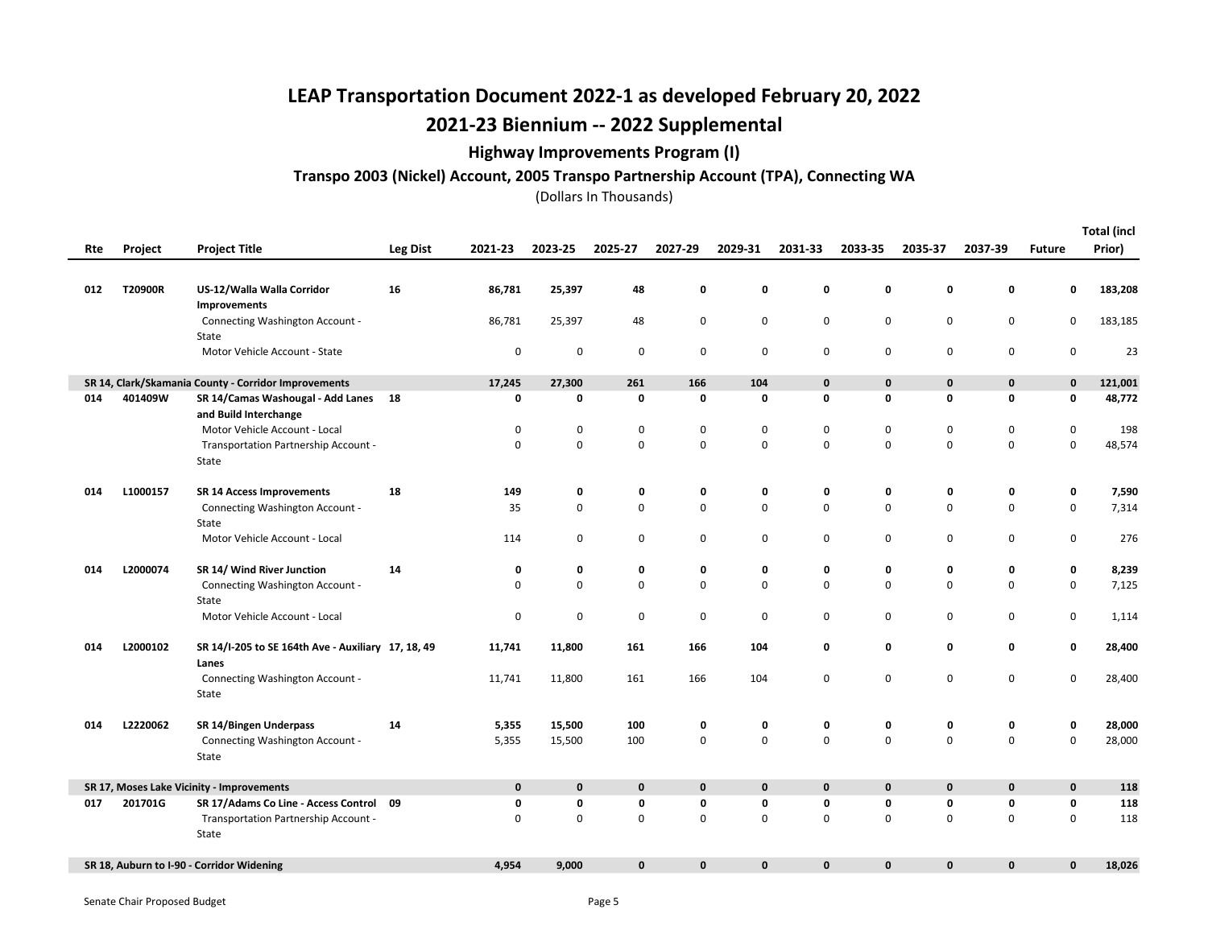# LEAP Transportation Document 2022-1 as developed February 20, 2022

## 2021-23 Biennium -- 2022 Supplemental

### Highway Improvements Program (I)

#### Transpo 2003 (Nickel) Account, 2005 Transpo Partnership Account (TPA), Connecting WA

(Dollars In Thousands)

| Rte | Project | Project Title | Leg Dist | 2021-23 | 2023-25 | 2025-27 | 2027-29 | 2029-31 | 2031-33 | 2033-35 | 2035-37 | 2037-39 | Future | Total (incl Prior) |
|---|---|---|---|---|---|---|---|---|---|---|---|---|---|---|
| **012** | **T20900R** | **US-12/Walla Walla Corridor Improvements** | **16** | **86,781** | **25,397** | **48** | **0** | **0** | **0** | **0** | **0** | **0** | **0** | **183,208** |
| | | Connecting Washington Account - State | | 86,781 | 25,397 | 48 | 0 | 0 | 0 | 0 | 0 | 0 | 0 | 183,185 |
| | | Motor Vehicle Account - State | | 0 | 0 | 0 | 0 | 0 | 0 | 0 | 0 | 0 | 0 | 23 |
| **SR 14, Clark/Skamania County - Corridor Improvements** | | | | **17,245** | **27,300** | **261** | **166** | **104** | **0** | **0** | **0** | **0** | **0** | **121,001** |
| **014** | **401409W** | **SR 14/Camas Washougal - Add Lanes and Build Interchange** | **18** | **0** | **0** | **0** | **0** | **0** | **0** | **0** | **0** | **0** | **0** | **48,772** |
| | | Motor Vehicle Account - Local | | 0 | 0 | 0 | 0 | 0 | 0 | 0 | 0 | 0 | 0 | 198 |
| | | Transportation Partnership Account - State | | 0 | 0 | 0 | 0 | 0 | 0 | 0 | 0 | 0 | 0 | 48,574 |
| **014** | **L1000157** | **SR 14 Access Improvements** | **18** | **149** | **0** | **0** | **0** | **0** | **0** | **0** | **0** | **0** | **0** | **7,590** |
| | | Connecting Washington Account - State | | 35 | 0 | 0 | 0 | 0 | 0 | 0 | 0 | 0 | 0 | 7,314 |
| | | Motor Vehicle Account - Local | | 114 | 0 | 0 | 0 | 0 | 0 | 0 | 0 | 0 | 0 | 276 |
| **014** | **L2000074** | **SR 14/ Wind River Junction** | **14** | **0** | **0** | **0** | **0** | **0** | **0** | **0** | **0** | **0** | **0** | **8,239** |
| | | Connecting Washington Account - State | | 0 | 0 | 0 | 0 | 0 | 0 | 0 | 0 | 0 | 0 | 7,125 |
| | | Motor Vehicle Account - Local | | 0 | 0 | 0 | 0 | 0 | 0 | 0 | 0 | 0 | 0 | 1,114 |
| **014** | **L2000102** | **SR 14/I-205 to SE 164th Ave - Auxiliary Lanes** | **17, 18, 49** | **11,741** | **11,800** | **161** | **166** | **104** | **0** | **0** | **0** | **0** | **0** | **28,400** |
| | | Connecting Washington Account - State | | 11,741 | 11,800 | 161 | 166 | 104 | 0 | 0 | 0 | 0 | 0 | 28,400 |
| **014** | **L2220062** | **SR 14/Bingen Underpass** | **14** | **5,355** | **15,500** | **100** | **0** | **0** | **0** | **0** | **0** | **0** | **0** | **28,000** |
| | | Connecting Washington Account - State | | 5,355 | 15,500 | 100 | 0 | 0 | 0 | 0 | 0 | 0 | 0 | 28,000 |
| **SR 17, Moses Lake Vicinity - Improvements** | | | | **0** | **0** | **0** | **0** | **0** | **0** | **0** | **0** | **0** | **0** | **118** |
| **017** | **201701G** | **SR 17/Adams Co Line - Access Control** | **09** | **0** | **0** | **0** | **0** | **0** | **0** | **0** | **0** | **0** | **0** | **118** |
| | | Transportation Partnership Account - State | | 0 | 0 | 0 | 0 | 0 | 0 | 0 | 0 | 0 | 0 | 118 |
| **SR 18, Auburn to I-90 - Corridor Widening** | | | | **4,954** | **9,000** | **0** | **0** | **0** | **0** | **0** | **0** | **0** | **0** | **18,026** |

Senate Chair Proposed Budget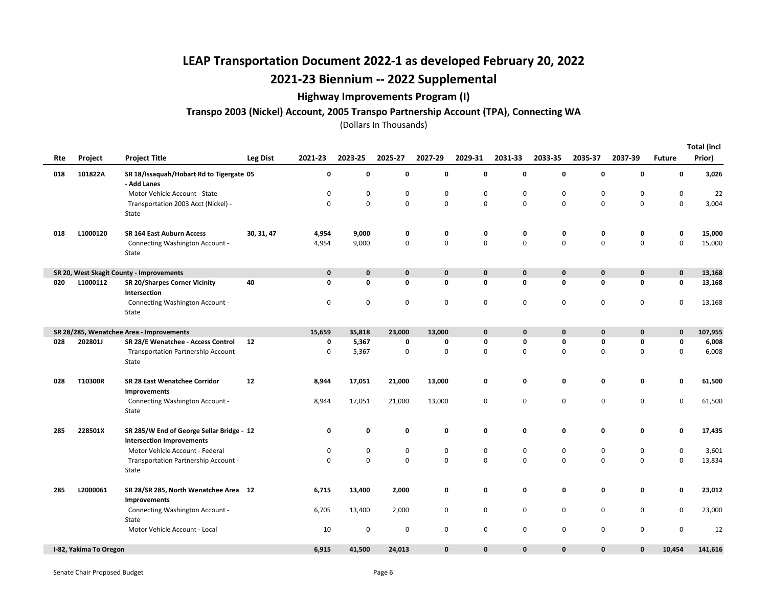# LEAP Transportation Document 2022-1 as developed February 20, 2022

## 2021-23 Biennium -- 2022 Supplemental

### Highway Improvements Program (I)

#### Transpo 2003 (Nickel) Account, 2005 Transpo Partnership Account (TPA), Connecting WA

(Dollars In Thousands)

| Rte | Project | Project Title | Leg Dist | 2021-23 | 2023-25 | 2025-27 | 2027-29 | 2029-31 | 2031-33 | 2033-35 | 2035-37 | 2037-39 | Future | Total (incl Prior) |
|---|---|---|---|---|---|---|---|---|---|---|---|---|---|---|
| **018** | **101822A** | **SR 18/Issaquah/Hobart Rd to Tigergate - Add Lanes** | **05** | **0** | **0** | **0** | **0** | **0** | **0** | **0** | **0** | **0** | **0** | **3,026** |
| | | Motor Vehicle Account - State | | 0 | 0 | 0 | 0 | 0 | 0 | 0 | 0 | 0 | 0 | 22 |
| | | Transportation 2003 Acct (Nickel) - State | | 0 | 0 | 0 | 0 | 0 | 0 | 0 | 0 | 0 | 0 | 3,004 |
| **018** | **L1000120** | **SR 164 East Auburn Access** | **30, 31, 47** | **4,954** | **9,000** | **0** | **0** | **0** | **0** | **0** | **0** | **0** | **0** | **15,000** |
| | | Connecting Washington Account - State | | 4,954 | 9,000 | 0 | 0 | 0 | 0 | 0 | 0 | 0 | 0 | 15,000 |
| **SR 20, West Skagit County - Improvements** | | | | **0** | **0** | **0** | **0** | **0** | **0** | **0** | **0** | **0** | **0** | **13,168** |
| **020** | **L1000112** | **SR 20/Sharpes Corner Vicinity Intersection** | **40** | **0** | **0** | **0** | **0** | **0** | **0** | **0** | **0** | **0** | **0** | **13,168** |
| | | Connecting Washington Account - State | | 0 | 0 | 0 | 0 | 0 | 0 | 0 | 0 | 0 | 0 | 13,168 |
| **SR 28/285, Wenatchee Area - Improvements** | | | | **15,659** | **35,818** | **23,000** | **13,000** | **0** | **0** | **0** | **0** | **0** | **0** | **107,955** |
| **028** | **202801J** | **SR 28/E Wenatchee - Access Control** | **12** | **0** | **5,367** | **0** | **0** | **0** | **0** | **0** | **0** | **0** | **0** | **6,008** |
| | | Transportation Partnership Account - State | | 0 | 5,367 | 0 | 0 | 0 | 0 | 0 | 0 | 0 | 0 | 6,008 |
| **028** | **T10300R** | **SR 28 East Wenatchee Corridor Improvements** | **12** | **8,944** | **17,051** | **21,000** | **13,000** | **0** | **0** | **0** | **0** | **0** | **0** | **61,500** |
| | | Connecting Washington Account - State | | 8,944 | 17,051 | 21,000 | 13,000 | 0 | 0 | 0 | 0 | 0 | 0 | 61,500 |
| **285** | **228501X** | **SR 285/W End of George Sellar Bridge - Intersection Improvements** | **12** | **0** | **0** | **0** | **0** | **0** | **0** | **0** | **0** | **0** | **0** | **17,435** |
| | | Motor Vehicle Account - Federal | | 0 | 0 | 0 | 0 | 0 | 0 | 0 | 0 | 0 | 0 | 3,601 |
| | | Transportation Partnership Account - State | | 0 | 0 | 0 | 0 | 0 | 0 | 0 | 0 | 0 | 0 | 13,834 |
| **285** | **L2000061** | **SR 28/SR 285, North Wenatchee Area Improvements** | **12** | **6,715** | **13,400** | **2,000** | **0** | **0** | **0** | **0** | **0** | **0** | **0** | **23,012** |
| | | Connecting Washington Account - State | | 6,705 | 13,400 | 2,000 | 0 | 0 | 0 | 0 | 0 | 0 | 0 | 23,000 |
| | | Motor Vehicle Account - Local | | 10 | 0 | 0 | 0 | 0 | 0 | 0 | 0 | 0 | 0 | 12 |
| **I-82, Yakima To Oregon** | | | | **6,915** | **41,500** | **24,013** | **0** | **0** | **0** | **0** | **0** | **0** | **10,454** | **141,616** |

Senate Chair Proposed Budget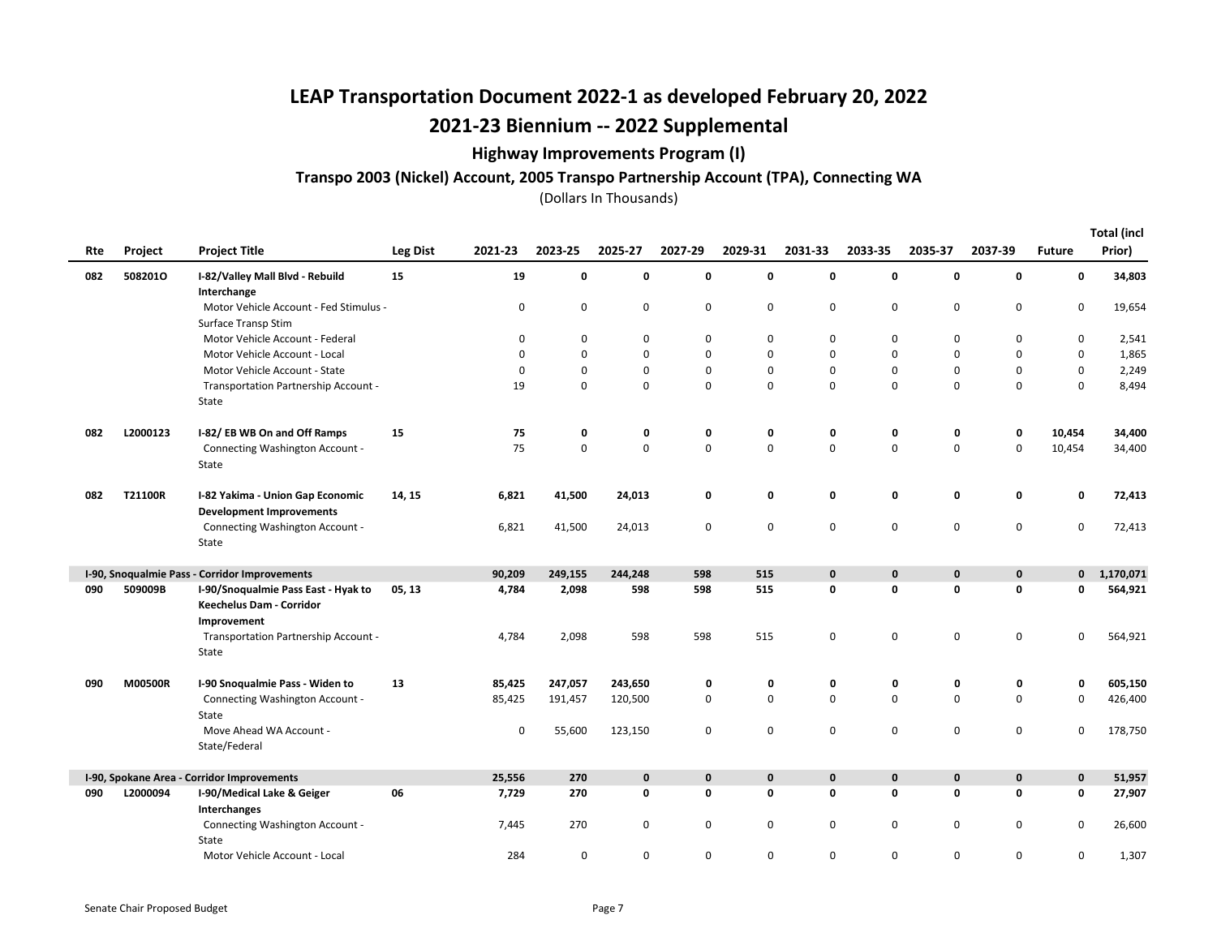# LEAP Transportation Document 2022-1 as developed February 20, 2022

# 2021-23 Biennium -- 2022 Supplemental

## Highway Improvements Program (I)

### Transpo 2003 (Nickel) Account, 2005 Transpo Partnership Account (TPA), Connecting WA

(Dollars In Thousands)

| Rte | Project | Project Title | Leg Dist | 2021-23 | 2023-25 | 2025-27 | 2027-29 | 2029-31 | 2031-33 | 2033-35 | 2035-37 | 2037-39 | Future | Total (incl Prior) |
|---|---|---|---|---|---|---|---|---|---|---|---|---|---|---|
| **082** | **508201O** | **I-82/Valley Mall Blvd - Rebuild Interchange** | **15** | **19** | **0** | **0** | **0** | **0** | **0** | **0** | **0** | **0** | **0** | **34,803** |
| | | Motor Vehicle Account - Fed Stimulus - Surface Transp Stim | | 0 | 0 | 0 | 0 | 0 | 0 | 0 | 0 | 0 | 0 | 19,654 |
| | | Motor Vehicle Account - Federal | | 0 | 0 | 0 | 0 | 0 | 0 | 0 | 0 | 0 | 0 | 2,541 |
| | | Motor Vehicle Account - Local | | 0 | 0 | 0 | 0 | 0 | 0 | 0 | 0 | 0 | 0 | 1,865 |
| | | Motor Vehicle Account - State | | 0 | 0 | 0 | 0 | 0 | 0 | 0 | 0 | 0 | 0 | 2,249 |
| | | Transportation Partnership Account - State | | 19 | 0 | 0 | 0 | 0 | 0 | 0 | 0 | 0 | 0 | 8,494 |
| **082** | **L2000123** | **I-82/ EB WB On and Off Ramps** | **15** | **75** | **0** | **0** | **0** | **0** | **0** | **0** | **0** | **0** | **10,454** | **34,400** |
| | | Connecting Washington Account - State | | 75 | 0 | 0 | 0 | 0 | 0 | 0 | 0 | 0 | 10,454 | 34,400 |
| **082** | **T21100R** | **I-82 Yakima - Union Gap Economic Development Improvements** | **14, 15** | **6,821** | **41,500** | **24,013** | **0** | **0** | **0** | **0** | **0** | **0** | **0** | **72,413** |
| | | Connecting Washington Account - State | | 6,821 | 41,500 | 24,013 | 0 | 0 | 0 | 0 | 0 | 0 | 0 | 72,413 |
| **I-90, Snoqualmie Pass - Corridor Improvements** | | | | **90,209** | **249,155** | **244,248** | **598** | **515** | **0** | **0** | **0** | **0** | **0** | **1,170,071** |
| **090** | **509009B** | **I-90/Snoqualmie Pass East - Hyak to Keechelus Dam - Corridor Improvement** | **05, 13** | **4,784** | **2,098** | **598** | **598** | **515** | **0** | **0** | **0** | **0** | **0** | **564,921** |
| | | Transportation Partnership Account - State | | 4,784 | 2,098 | 598 | 598 | 515 | 0 | 0 | 0 | 0 | 0 | 564,921 |
| **090** | **M00500R** | **I-90 Snoqualmie Pass - Widen to** | **13** | **85,425** | **247,057** | **243,650** | **0** | **0** | **0** | **0** | **0** | **0** | **0** | **605,150** |
| | | Connecting Washington Account - State | | 85,425 | 191,457 | 120,500 | 0 | 0 | 0 | 0 | 0 | 0 | 0 | 426,400 |
| | | Move Ahead WA Account - State/Federal | | 0 | 55,600 | 123,150 | 0 | 0 | 0 | 0 | 0 | 0 | 0 | 178,750 |
| **I-90, Spokane Area - Corridor Improvements** | | | | **25,556** | **270** | **0** | **0** | **0** | **0** | **0** | **0** | **0** | **0** | **51,957** |
| **090** | **L2000094** | **I-90/Medical Lake & Geiger Interchanges** | **06** | **7,729** | **270** | **0** | **0** | **0** | **0** | **0** | **0** | **0** | **0** | **27,907** |
| | | Connecting Washington Account - State | | 7,445 | 270 | 0 | 0 | 0 | 0 | 0 | 0 | 0 | 0 | 26,600 |
| | | Motor Vehicle Account - Local | | 284 | 0 | 0 | 0 | 0 | 0 | 0 | 0 | 0 | 0 | 1,307 |

Senate Chair Proposed Budget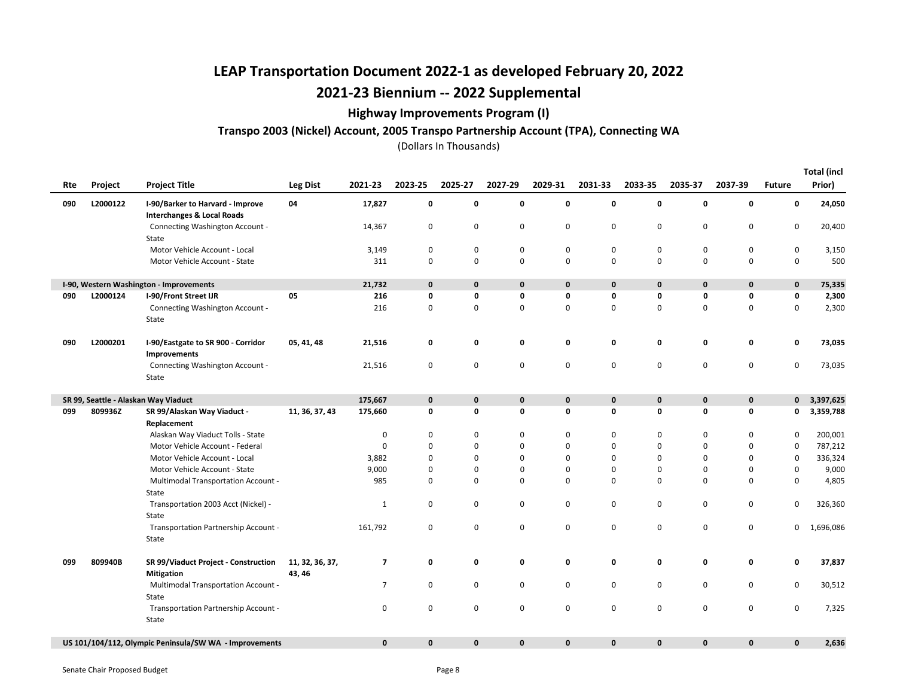# LEAP Transportation Document 2022-1 as developed February 20, 2022

## 2021-23 Biennium -- 2022 Supplemental

### Highway Improvements Program (I)

#### Transpo 2003 (Nickel) Account, 2005 Transpo Partnership Account (TPA), Connecting WA

(Dollars In Thousands)

| Rte | Project | Project Title | Leg Dist | 2021-23 | 2023-25 | 2025-27 | 2027-29 | 2029-31 | 2031-33 | 2033-35 | 2035-37 | 2037-39 | Future | Total (incl Prior) |
|---|---|---|---|---|---|---|---|---|---|---|---|---|---|---|
| **090** | **L2000122** | **I-90/Barker to Harvard - Improve Interchanges & Local Roads** | **04** | **17,827** | **0** | **0** | **0** | **0** | **0** | **0** | **0** | **0** | **0** | **24,050** |
| | | Connecting Washington Account - State | | 14,367 | 0 | 0 | 0 | 0 | 0 | 0 | 0 | 0 | 0 | 20,400 |
| | | Motor Vehicle Account - Local | | 3,149 | 0 | 0 | 0 | 0 | 0 | 0 | 0 | 0 | 0 | 3,150 |
| | | Motor Vehicle Account - State | | 311 | 0 | 0 | 0 | 0 | 0 | 0 | 0 | 0 | 0 | 500 |
| **I-90, Western Washington - Improvements** | | | | **21,732** | **0** | **0** | **0** | **0** | **0** | **0** | **0** | **0** | **0** | **75,335** |
| **090** | **L2000124** | **I-90/Front Street IJR** | **05** | **216** | **0** | **0** | **0** | **0** | **0** | **0** | **0** | **0** | **0** | **2,300** |
| | | Connecting Washington Account - State | | 216 | 0 | 0 | 0 | 0 | 0 | 0 | 0 | 0 | 0 | 2,300 |
| **090** | **L2000201** | **I-90/Eastgate to SR 900 - Corridor Improvements** | **05, 41, 48** | **21,516** | **0** | **0** | **0** | **0** | **0** | **0** | **0** | **0** | **0** | **73,035** |
| | | Connecting Washington Account - State | | 21,516 | 0 | 0 | 0 | 0 | 0 | 0 | 0 | 0 | 0 | 73,035 |
| **SR 99, Seattle - Alaskan Way Viaduct** | | | | **175,667** | **0** | **0** | **0** | **0** | **0** | **0** | **0** | **0** | **0** | **3,397,625** |
| **099** | **809936Z** | **SR 99/Alaskan Way Viaduct - Replacement** | **11, 36, 37, 43** | **175,660** | **0** | **0** | **0** | **0** | **0** | **0** | **0** | **0** | **0** | **3,359,788** |
| | | Alaskan Way Viaduct Tolls - State | | 0 | 0 | 0 | 0 | 0 | 0 | 0 | 0 | 0 | 0 | 200,001 |
| | | Motor Vehicle Account - Federal | | 0 | 0 | 0 | 0 | 0 | 0 | 0 | 0 | 0 | 0 | 787,212 |
| | | Motor Vehicle Account - Local | | 3,882 | 0 | 0 | 0 | 0 | 0 | 0 | 0 | 0 | 0 | 336,324 |
| | | Motor Vehicle Account - State | | 9,000 | 0 | 0 | 0 | 0 | 0 | 0 | 0 | 0 | 0 | 9,000 |
| | | Multimodal Transportation Account - State | | 985 | 0 | 0 | 0 | 0 | 0 | 0 | 0 | 0 | 0 | 4,805 |
| | | Transportation 2003 Acct (Nickel) - State | | 1 | 0 | 0 | 0 | 0 | 0 | 0 | 0 | 0 | 0 | 326,360 |
| | | Transportation Partnership Account - State | | 161,792 | 0 | 0 | 0 | 0 | 0 | 0 | 0 | 0 | 0 | 1,696,086 |
| **099** | **809940B** | **SR 99/Viaduct Project - Construction Mitigation** | **11, 32, 36, 37, 43, 46** | **7** | **0** | **0** | **0** | **0** | **0** | **0** | **0** | **0** | **0** | **37,837** |
| | | Multimodal Transportation Account - State | | 7 | 0 | 0 | 0 | 0 | 0 | 0 | 0 | 0 | 0 | 30,512 |
| | | Transportation Partnership Account - State | | 0 | 0 | 0 | 0 | 0 | 0 | 0 | 0 | 0 | 0 | 7,325 |
| **US 101/104/112, Olympic Peninsula/SW WA - Improvements** | | | | **0** | **0** | **0** | **0** | **0** | **0** | **0** | **0** | **0** | **0** | **2,636** |

Senate Chair Proposed Budget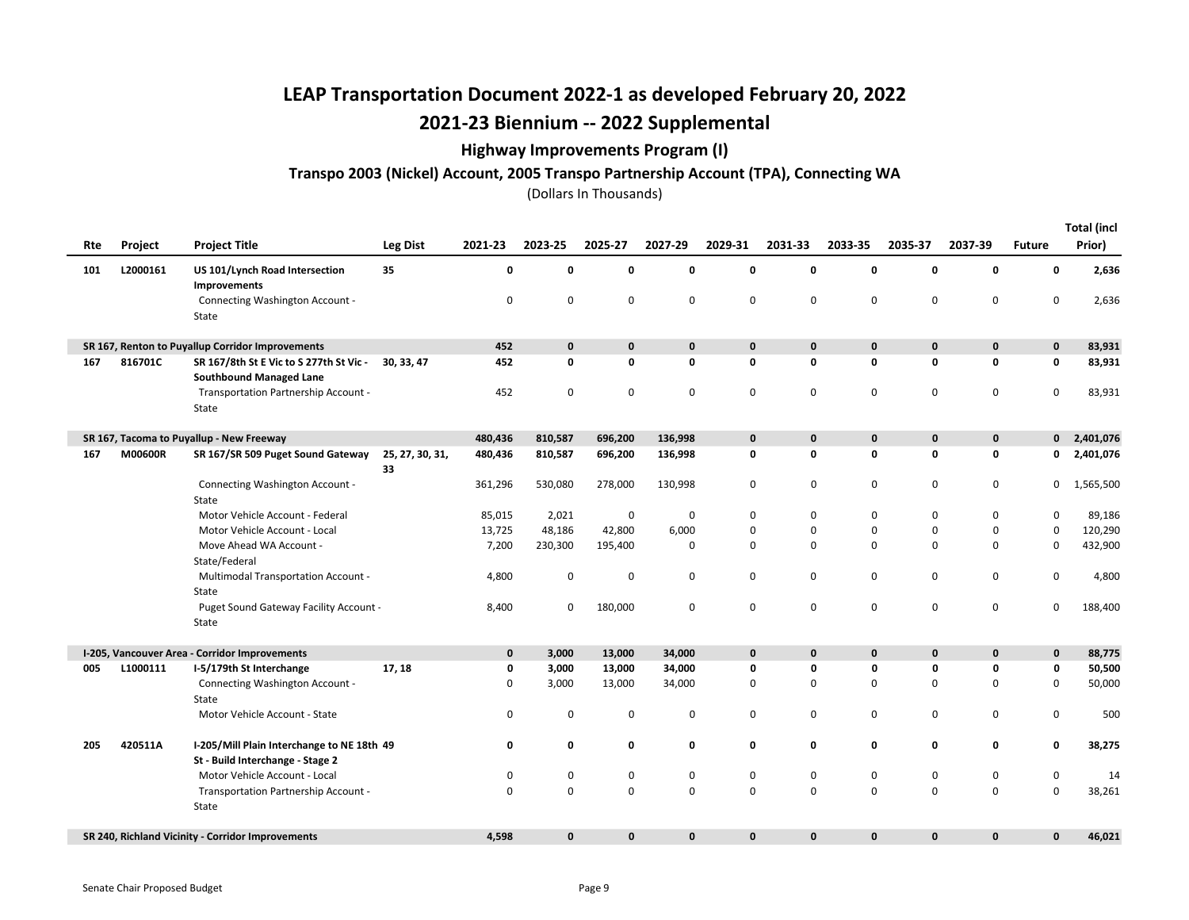# LEAP Transportation Document 2022-1 as developed February 20, 2022

## 2021-23 Biennium -- 2022 Supplemental

### Highway Improvements Program (I)

#### Transpo 2003 (Nickel) Account, 2005 Transpo Partnership Account (TPA), Connecting WA

(Dollars In Thousands)

| Rte | Project | Project Title | Leg Dist | 2021-23 | 2023-25 | 2025-27 | 2027-29 | 2029-31 | 2031-33 | 2033-35 | 2035-37 | 2037-39 | Future | Total (incl Prior) |
|---|---|---|---|---|---|---|---|---|---|---|---|---|---|---|
| **101** | **L2000161** | **US 101/Lynch Road Intersection Improvements** | **35** | **0** | **0** | **0** | **0** | **0** | **0** | **0** | **0** | **0** | **0** | **2,636** |
| | | Connecting Washington Account - State | | 0 | 0 | 0 | 0 | 0 | 0 | 0 | 0 | 0 | 0 | 2,636 |
| **SR 167, Renton to Puyallup Corridor Improvements** | | | | **452** | **0** | **0** | **0** | **0** | **0** | **0** | **0** | **0** | **0** | **83,931** |
| **167** | **816701C** | **SR 167/8th St E Vic to S 277th St Vic - Southbound Managed Lane** | **30, 33, 47** | **452** | **0** | **0** | **0** | **0** | **0** | **0** | **0** | **0** | **0** | **83,931** |
| | | Transportation Partnership Account - State | | 452 | 0 | 0 | 0 | 0 | 0 | 0 | 0 | 0 | 0 | 83,931 |
| **SR 167, Tacoma to Puyallup - New Freeway** | | | | **480,436** | **810,587** | **696,200** | **136,998** | **0** | **0** | **0** | **0** | **0** | **0** | **2,401,076** |
| **167** | **M00600R** | **SR 167/SR 509 Puget Sound Gateway** | **25, 27, 30, 31, 33** | **480,436** | **810,587** | **696,200** | **136,998** | **0** | **0** | **0** | **0** | **0** | **0** | **2,401,076** |
| | | Connecting Washington Account - State | | 361,296 | 530,080 | 278,000 | 130,998 | 0 | 0 | 0 | 0 | 0 | 0 | 1,565,500 |
| | | Motor Vehicle Account - Federal | | 85,015 | 2,021 | 0 | 0 | 0 | 0 | 0 | 0 | 0 | 0 | 89,186 |
| | | Motor Vehicle Account - Local | | 13,725 | 48,186 | 42,800 | 6,000 | 0 | 0 | 0 | 0 | 0 | 0 | 120,290 |
| | | Move Ahead WA Account - State/Federal | | 7,200 | 230,300 | 195,400 | 0 | 0 | 0 | 0 | 0 | 0 | 0 | 432,900 |
| | | Multimodal Transportation Account - State | | 4,800 | 0 | 0 | 0 | 0 | 0 | 0 | 0 | 0 | 0 | 4,800 |
| | | Puget Sound Gateway Facility Account - State | | 8,400 | 0 | 180,000 | 0 | 0 | 0 | 0 | 0 | 0 | 0 | 188,400 |
| **I-205, Vancouver Area - Corridor Improvements** | | | | **0** | **3,000** | **13,000** | **34,000** | **0** | **0** | **0** | **0** | **0** | **0** | **88,775** |
| **005** | **L1000111** | **I-5/179th St Interchange** | **17, 18** | **0** | **3,000** | **13,000** | **34,000** | **0** | **0** | **0** | **0** | **0** | **0** | **50,500** |
| | | Connecting Washington Account - State | | 0 | 3,000 | 13,000 | 34,000 | 0 | 0 | 0 | 0 | 0 | 0 | 50,000 |
| | | Motor Vehicle Account - State | | 0 | 0 | 0 | 0 | 0 | 0 | 0 | 0 | 0 | 0 | 500 |
| **205** | **420511A** | **I-205/Mill Plain Interchange to NE 18th St - Build Interchange - Stage 2** | **49** | **0** | **0** | **0** | **0** | **0** | **0** | **0** | **0** | **0** | **0** | **38,275** |
| | | Motor Vehicle Account - Local | | 0 | 0 | 0 | 0 | 0 | 0 | 0 | 0 | 0 | 0 | 14 |
| | | Transportation Partnership Account - State | | 0 | 0 | 0 | 0 | 0 | 0 | 0 | 0 | 0 | 0 | 38,261 |
| **SR 240, Richland Vicinity - Corridor Improvements** | | | | **4,598** | **0** | **0** | **0** | **0** | **0** | **0** | **0** | **0** | **0** | **46,021** |

Senate Chair Proposed Budget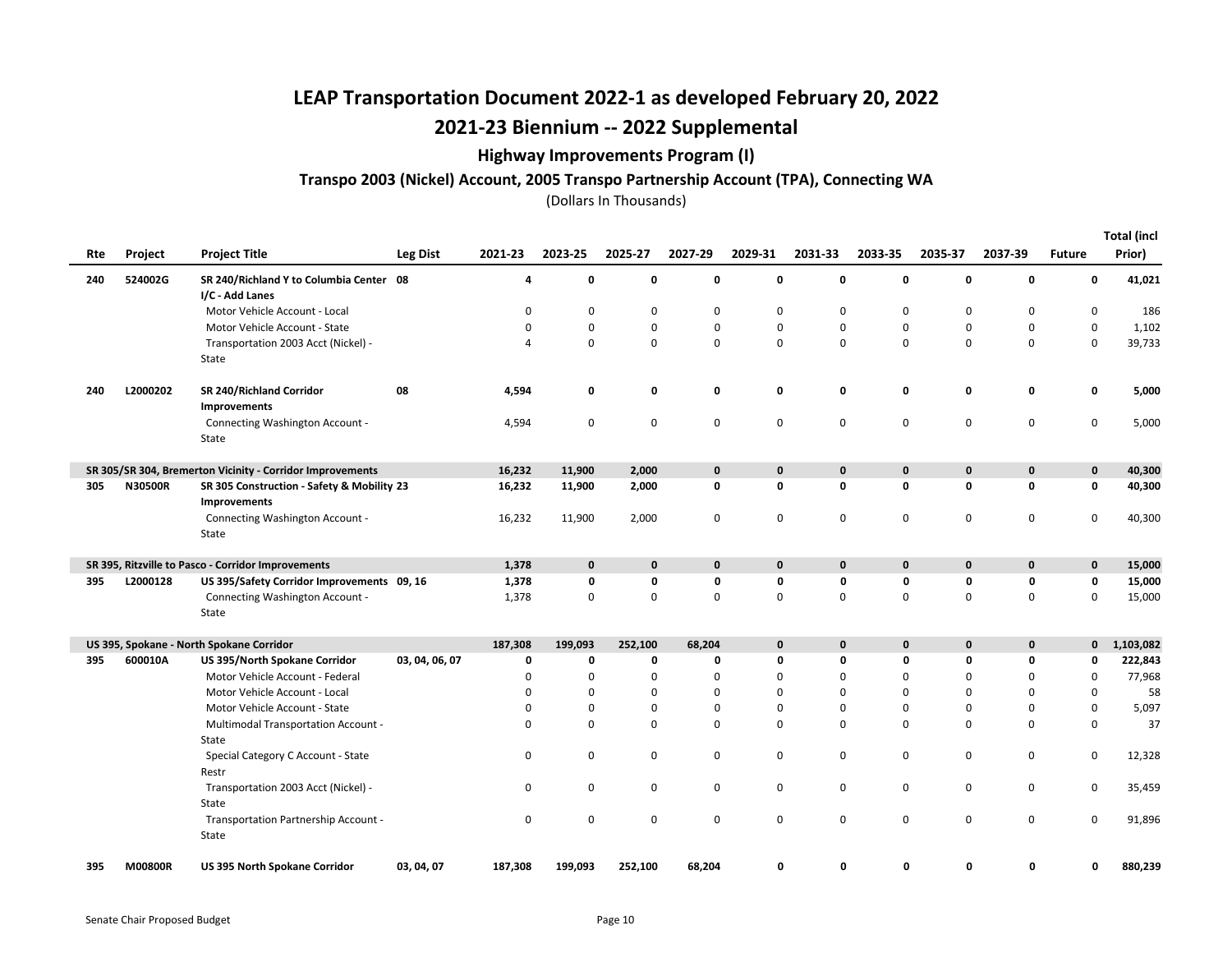# LEAP Transportation Document 2022-1 as developed February 20, 2022

## 2021-23 Biennium -- 2022 Supplemental

### Highway Improvements Program (I)

#### Transpo 2003 (Nickel) Account, 2005 Transpo Partnership Account (TPA), Connecting WA

(Dollars In Thousands)

| Rte | Project | Project Title | Leg Dist | 2021-23 | 2023-25 | 2025-27 | 2027-29 | 2029-31 | 2031-33 | 2033-35 | 2035-37 | 2037-39 | Future | Total (incl Prior) |
|---|---|---|---|---|---|---|---|---|---|---|---|---|---|---|
| **240** | **524002G** | **SR 240/Richland Y to Columbia Center I/C - Add Lanes** | **08** | **4** | **0** | **0** | **0** | **0** | **0** | **0** | **0** | **0** | **0** | **41,021** |
| | | Motor Vehicle Account - Local | | 0 | 0 | 0 | 0 | 0 | 0 | 0 | 0 | 0 | 0 | 186 |
| | | Motor Vehicle Account - State | | 0 | 0 | 0 | 0 | 0 | 0 | 0 | 0 | 0 | 0 | 1,102 |
| | | Transportation 2003 Acct (Nickel) - State | | 4 | 0 | 0 | 0 | 0 | 0 | 0 | 0 | 0 | 0 | 39,733 |
| **240** | **L2000202** | **SR 240/Richland Corridor Improvements** | **08** | **4,594** | **0** | **0** | **0** | **0** | **0** | **0** | **0** | **0** | **0** | **5,000** |
| | | Connecting Washington Account - State | | 4,594 | 0 | 0 | 0 | 0 | 0 | 0 | 0 | 0 | 0 | 5,000 |
| **SR 305/SR 304, Bremerton Vicinity - Corridor Improvements** | | | | **16,232** | **11,900** | **2,000** | **0** | **0** | **0** | **0** | **0** | **0** | **0** | **40,300** |
| **305** | **N30500R** | **SR 305 Construction - Safety & Mobility Improvements** | **23** | **16,232** | **11,900** | **2,000** | **0** | **0** | **0** | **0** | **0** | **0** | **0** | **40,300** |
| | | Connecting Washington Account - State | | 16,232 | 11,900 | 2,000 | 0 | 0 | 0 | 0 | 0 | 0 | 0 | 40,300 |
| **SR 395, Ritzville to Pasco - Corridor Improvements** | | | | **1,378** | **0** | **0** | **0** | **0** | **0** | **0** | **0** | **0** | **0** | **15,000** |
| **395** | **L2000128** | **US 395/Safety Corridor Improvements** | **09, 16** | **1,378** | **0** | **0** | **0** | **0** | **0** | **0** | **0** | **0** | **0** | **15,000** |
| | | Connecting Washington Account - State | | 1,378 | 0 | 0 | 0 | 0 | 0 | 0 | 0 | 0 | 0 | 15,000 |
| **US 395, Spokane - North Spokane Corridor** | | | | **187,308** | **199,093** | **252,100** | **68,204** | **0** | **0** | **0** | **0** | **0** | **0** | **1,103,082** |
| **395** | **600010A** | **US 395/North Spokane Corridor** | **03, 04, 06, 07** | **0** | **0** | **0** | **0** | **0** | **0** | **0** | **0** | **0** | **0** | **222,843** |
| | | Motor Vehicle Account - Federal | | 0 | 0 | 0 | 0 | 0 | 0 | 0 | 0 | 0 | 0 | 77,968 |
| | | Motor Vehicle Account - Local | | 0 | 0 | 0 | 0 | 0 | 0 | 0 | 0 | 0 | 0 | 58 |
| | | Motor Vehicle Account - State | | 0 | 0 | 0 | 0 | 0 | 0 | 0 | 0 | 0 | 0 | 5,097 |
| | | Multimodal Transportation Account - State | | 0 | 0 | 0 | 0 | 0 | 0 | 0 | 0 | 0 | 0 | 37 |
| | | Special Category C Account - State Restr | | 0 | 0 | 0 | 0 | 0 | 0 | 0 | 0 | 0 | 0 | 12,328 |
| | | Transportation 2003 Acct (Nickel) - State | | 0 | 0 | 0 | 0 | 0 | 0 | 0 | 0 | 0 | 0 | 35,459 |
| | | Transportation Partnership Account - State | | 0 | 0 | 0 | 0 | 0 | 0 | 0 | 0 | 0 | 0 | 91,896 |
| **395** | **M00800R** | **US 395 North Spokane Corridor** | **03, 04, 07** | **187,308** | **199,093** | **252,100** | **68,204** | **0** | **0** | **0** | **0** | **0** | **0** | **880,239** |

Senate Chair Proposed Budget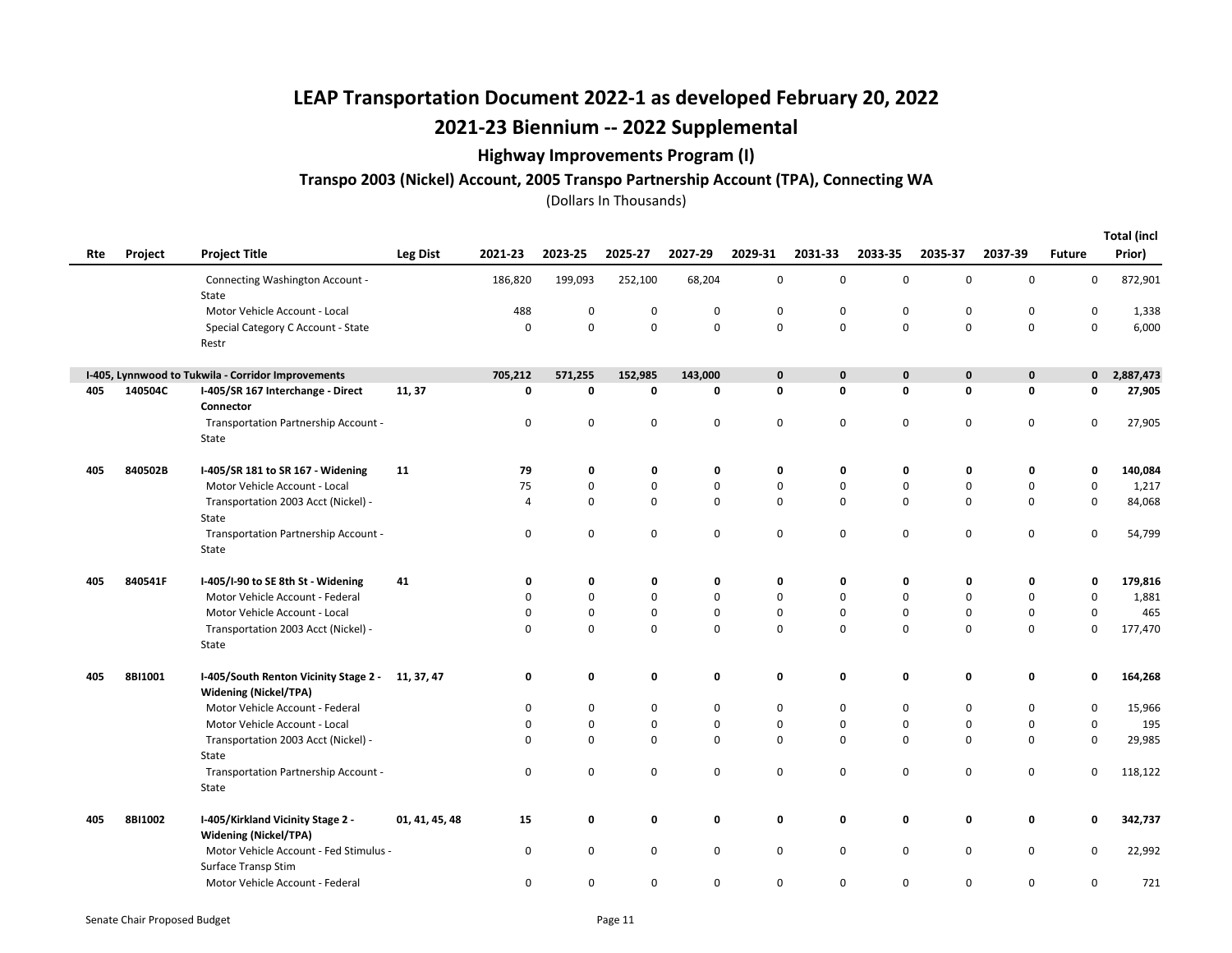# LEAP Transportation Document 2022-1 as developed February 20, 2022

## 2021-23 Biennium -- 2022 Supplemental

### Highway Improvements Program (I)

#### Transpo 2003 (Nickel) Account, 2005 Transpo Partnership Account (TPA), Connecting WA

(Dollars In Thousands)

| Rte | Project | Project Title | Leg Dist | 2021-23 | 2023-25 | 2025-27 | 2027-29 | 2029-31 | 2031-33 | 2033-35 | 2035-37 | 2037-39 | Future | Total (incl Prior) |
|---|---|---|---|---|---|---|---|---|---|---|---|---|---|---|
| | | Connecting Washington Account - State | | 186,820 | 199,093 | 252,100 | 68,204 | 0 | 0 | 0 | 0 | 0 | 0 | 872,901 |
| | | Motor Vehicle Account - Local | | 488 | 0 | 0 | 0 | 0 | 0 | 0 | 0 | 0 | 0 | 1,338 |
| | | Special Category C Account - State Restr | | 0 | 0 | 0 | 0 | 0 | 0 | 0 | 0 | 0 | 0 | 6,000 |
| **I-405, Lynnwood to Tukwila - Corridor Improvements** | | | | **705,212** | **571,255** | **152,985** | **143,000** | **0** | **0** | **0** | **0** | **0** | **0** | **2,887,473** |
| **405** | **140504C** | **I-405/SR 167 Interchange - Direct Connector** | **11, 37** | **0** | **0** | **0** | **0** | **0** | **0** | **0** | **0** | **0** | **0** | **27,905** |
| | | Transportation Partnership Account - State | | 0 | 0 | 0 | 0 | 0 | 0 | 0 | 0 | 0 | 0 | 27,905 |
| **405** | **840502B** | **I-405/SR 181 to SR 167 - Widening** | **11** | **79** | **0** | **0** | **0** | **0** | **0** | **0** | **0** | **0** | **0** | **140,084** |
| | | Motor Vehicle Account - Local | | 75 | 0 | 0 | 0 | 0 | 0 | 0 | 0 | 0 | 0 | 1,217 |
| | | Transportation 2003 Acct (Nickel) - State | | 4 | 0 | 0 | 0 | 0 | 0 | 0 | 0 | 0 | 0 | 84,068 |
| | | Transportation Partnership Account - State | | 0 | 0 | 0 | 0 | 0 | 0 | 0 | 0 | 0 | 0 | 54,799 |
| **405** | **840541F** | **I-405/I-90 to SE 8th St - Widening** | **41** | **0** | **0** | **0** | **0** | **0** | **0** | **0** | **0** | **0** | **0** | **179,816** |
| | | Motor Vehicle Account - Federal | | 0 | 0 | 0 | 0 | 0 | 0 | 0 | 0 | 0 | 0 | 1,881 |
| | | Motor Vehicle Account - Local | | 0 | 0 | 0 | 0 | 0 | 0 | 0 | 0 | 0 | 0 | 465 |
| | | Transportation 2003 Acct (Nickel) - State | | 0 | 0 | 0 | 0 | 0 | 0 | 0 | 0 | 0 | 0 | 177,470 |
| **405** | **8BI1001** | **I-405/South Renton Vicinity Stage 2 - Widening (Nickel/TPA)** | **11, 37, 47** | **0** | **0** | **0** | **0** | **0** | **0** | **0** | **0** | **0** | **0** | **164,268** |
| | | Motor Vehicle Account - Federal | | 0 | 0 | 0 | 0 | 0 | 0 | 0 | 0 | 0 | 0 | 15,966 |
| | | Motor Vehicle Account - Local | | 0 | 0 | 0 | 0 | 0 | 0 | 0 | 0 | 0 | 0 | 195 |
| | | Transportation 2003 Acct (Nickel) - State | | 0 | 0 | 0 | 0 | 0 | 0 | 0 | 0 | 0 | 0 | 29,985 |
| | | Transportation Partnership Account - State | | 0 | 0 | 0 | 0 | 0 | 0 | 0 | 0 | 0 | 0 | 118,122 |
| **405** | **8BI1002** | **I-405/Kirkland Vicinity Stage 2 - Widening (Nickel/TPA)** | **01, 41, 45, 48** | **15** | **0** | **0** | **0** | **0** | **0** | **0** | **0** | **0** | **0** | **342,737** |
| | | Motor Vehicle Account - Fed Stimulus - Surface Transp Stim | | 0 | 0 | 0 | 0 | 0 | 0 | 0 | 0 | 0 | 0 | 22,992 |
| | | Motor Vehicle Account - Federal | | 0 | 0 | 0 | 0 | 0 | 0 | 0 | 0 | 0 | 0 | 721 |

Senate Chair Proposed Budget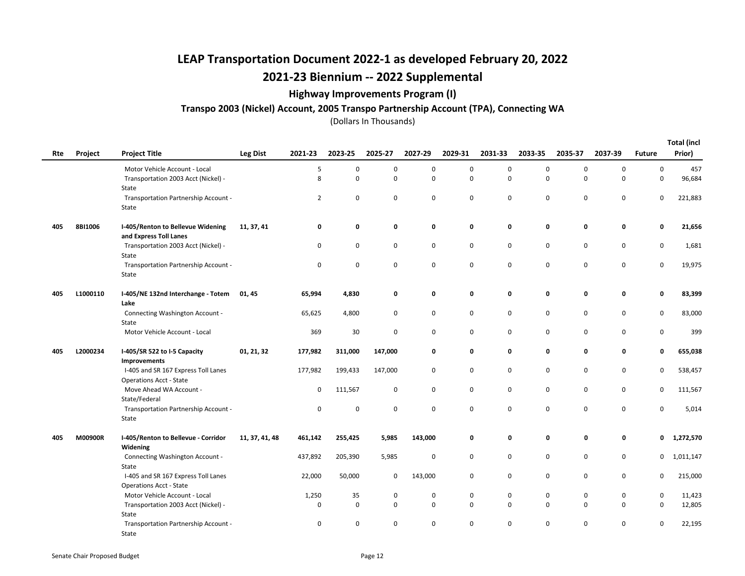# LEAP Transportation Document 2022-1 as developed February 20, 2022

## 2021-23 Biennium -- 2022 Supplemental

### Highway Improvements Program (I)

#### Transpo 2003 (Nickel) Account, 2005 Transpo Partnership Account (TPA), Connecting WA

(Dollars In Thousands)

| Rte | Project | Project Title | Leg Dist | 2021-23 | 2023-25 | 2025-27 | 2027-29 | 2029-31 | 2031-33 | 2033-35 | 2035-37 | 2037-39 | Future | Total (incl Prior) |
|---|---|---|---|---|---|---|---|---|---|---|---|---|---|---|
| | | Motor Vehicle Account - Local | | 5 | 0 | 0 | 0 | 0 | 0 | 0 | 0 | 0 | 0 | 457 |
| | | Transportation 2003 Acct (Nickel) - State | | 8 | 0 | 0 | 0 | 0 | 0 | 0 | 0 | 0 | 0 | 96,684 |
| | | Transportation Partnership Account - State | | 2 | 0 | 0 | 0 | 0 | 0 | 0 | 0 | 0 | 0 | 221,883 |
| **405** | **8BI1006** | **I-405/Renton to Bellevue Widening and Express Toll Lanes** | **11, 37, 41** | **0** | **0** | **0** | **0** | **0** | **0** | **0** | **0** | **0** | **0** | **21,656** |
| | | Transportation 2003 Acct (Nickel) - State | | 0 | 0 | 0 | 0 | 0 | 0 | 0 | 0 | 0 | 0 | 1,681 |
| | | Transportation Partnership Account - State | | 0 | 0 | 0 | 0 | 0 | 0 | 0 | 0 | 0 | 0 | 19,975 |
| **405** | **L1000110** | **I-405/NE 132nd Interchange - Totem Lake** | **01, 45** | **65,994** | **4,830** | **0** | **0** | **0** | **0** | **0** | **0** | **0** | **0** | **83,399** |
| | | Connecting Washington Account - State | | 65,625 | 4,800 | 0 | 0 | 0 | 0 | 0 | 0 | 0 | 0 | 83,000 |
| | | Motor Vehicle Account - Local | | 369 | 30 | 0 | 0 | 0 | 0 | 0 | 0 | 0 | 0 | 399 |
| **405** | **L2000234** | **I-405/SR 522 to I-5 Capacity Improvements** | **01, 21, 32** | **177,982** | **311,000** | **147,000** | **0** | **0** | **0** | **0** | **0** | **0** | **0** | **655,038** |
| | | I-405 and SR 167 Express Toll Lanes Operations Acct - State | | 177,982 | 199,433 | 147,000 | 0 | 0 | 0 | 0 | 0 | 0 | 0 | 538,457 |
| | | Move Ahead WA Account - State/Federal | | 0 | 111,567 | 0 | 0 | 0 | 0 | 0 | 0 | 0 | 0 | 111,567 |
| | | Transportation Partnership Account - State | | 0 | 0 | 0 | 0 | 0 | 0 | 0 | 0 | 0 | 0 | 5,014 |
| **405** | **M00900R** | **I-405/Renton to Bellevue - Corridor Widening** | **11, 37, 41, 48** | **461,142** | **255,425** | **5,985** | **143,000** | **0** | **0** | **0** | **0** | **0** | **0** | **1,272,570** |
| | | Connecting Washington Account - State | | 437,892 | 205,390 | 5,985 | 0 | 0 | 0 | 0 | 0 | 0 | 0 | 1,011,147 |
| | | I-405 and SR 167 Express Toll Lanes Operations Acct - State | | 22,000 | 50,000 | 0 | 143,000 | 0 | 0 | 0 | 0 | 0 | 0 | 215,000 |
| | | Motor Vehicle Account - Local | | 1,250 | 35 | 0 | 0 | 0 | 0 | 0 | 0 | 0 | 0 | 11,423 |
| | | Transportation 2003 Acct (Nickel) - State | | 0 | 0 | 0 | 0 | 0 | 0 | 0 | 0 | 0 | 0 | 12,805 |
| | | Transportation Partnership Account - State | | 0 | 0 | 0 | 0 | 0 | 0 | 0 | 0 | 0 | 0 | 22,195 |

Senate Chair Proposed Budget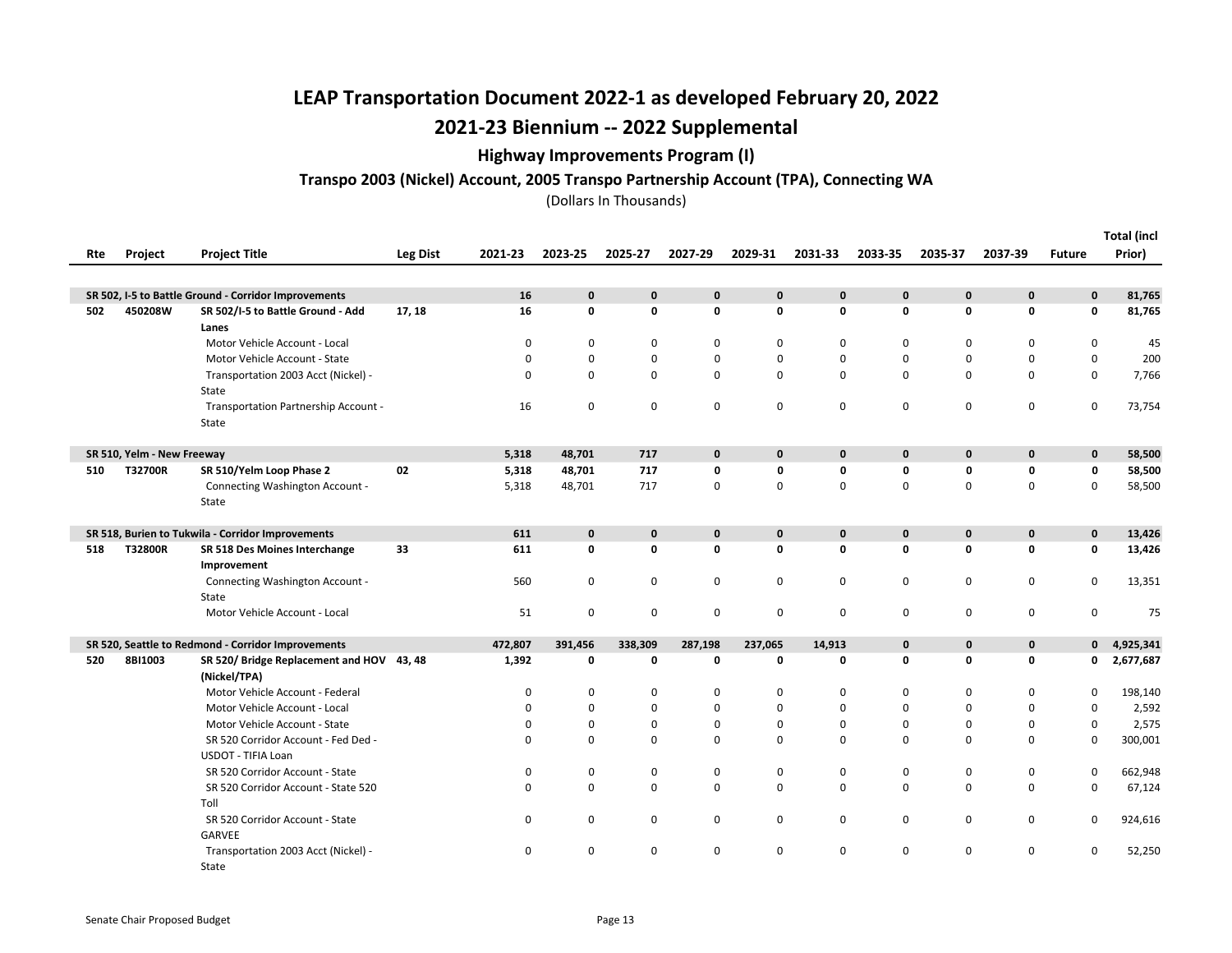# LEAP Transportation Document 2022-1 as developed February 20, 2022

## 2021-23 Biennium -- 2022 Supplemental

### Highway Improvements Program (I)

#### Transpo 2003 (Nickel) Account, 2005 Transpo Partnership Account (TPA), Connecting WA

(Dollars In Thousands)

| Rte | Project | Project Title | Leg Dist | 2021-23 | 2023-25 | 2025-27 | 2027-29 | 2029-31 | 2031-33 | 2033-35 | 2035-37 | 2037-39 | Future | Total (incl Prior) |
|---|---|---|---|---|---|---|---|---|---|---|---|---|---|---|
| **SR 502, I-5 to Battle Ground - Corridor Improvements** | | | | **16** | **0** | **0** | **0** | **0** | **0** | **0** | **0** | **0** | **0** | **81,765** |
| 502 | 450208W | **SR 502/I-5 to Battle Ground - Add Lanes** | 17, 18 | **16** | **0** | **0** | **0** | **0** | **0** | **0** | **0** | **0** | **0** | **81,765** |
| | | Motor Vehicle Account - Local | | 0 | 0 | 0 | 0 | 0 | 0 | 0 | 0 | 0 | 0 | 45 |
| | | Motor Vehicle Account - State | | 0 | 0 | 0 | 0 | 0 | 0 | 0 | 0 | 0 | 0 | 200 |
| | | Transportation 2003 Acct (Nickel) - State | | 0 | 0 | 0 | 0 | 0 | 0 | 0 | 0 | 0 | 0 | 7,766 |
| | | Transportation Partnership Account - State | | 16 | 0 | 0 | 0 | 0 | 0 | 0 | 0 | 0 | 0 | 73,754 |
| **SR 510, Yelm - New Freeway** | | | | **5,318** | **48,701** | **717** | **0** | **0** | **0** | **0** | **0** | **0** | **0** | **58,500** |
| 510 | T32700R | **SR 510/Yelm Loop Phase 2** | 02 | **5,318** | **48,701** | **717** | **0** | **0** | **0** | **0** | **0** | **0** | **0** | **58,500** |
| | | Connecting Washington Account - State | | 5,318 | 48,701 | 717 | 0 | 0 | 0 | 0 | 0 | 0 | 0 | 58,500 |
| **SR 518, Burien to Tukwila - Corridor Improvements** | | | | **611** | **0** | **0** | **0** | **0** | **0** | **0** | **0** | **0** | **0** | **13,426** |
| 518 | T32800R | **SR 518 Des Moines Interchange Improvement** | 33 | **611** | **0** | **0** | **0** | **0** | **0** | **0** | **0** | **0** | **0** | **13,426** |
| | | Connecting Washington Account - State | | 560 | 0 | 0 | 0 | 0 | 0 | 0 | 0 | 0 | 0 | 13,351 |
| | | Motor Vehicle Account - Local | | 51 | 0 | 0 | 0 | 0 | 0 | 0 | 0 | 0 | 0 | 75 |
| **SR 520, Seattle to Redmond - Corridor Improvements** | | | | **472,807** | **391,456** | **338,309** | **287,198** | **237,065** | **14,913** | **0** | **0** | **0** | **0** | **4,925,341** |
| 520 | 8BI1003 | **SR 520/ Bridge Replacement and HOV (Nickel/TPA)** | 43, 48 | **1,392** | **0** | **0** | **0** | **0** | **0** | **0** | **0** | **0** | **0** | **2,677,687** |
| | | Motor Vehicle Account - Federal | | 0 | 0 | 0 | 0 | 0 | 0 | 0 | 0 | 0 | 0 | 198,140 |
| | | Motor Vehicle Account - Local | | 0 | 0 | 0 | 0 | 0 | 0 | 0 | 0 | 0 | 0 | 2,592 |
| | | Motor Vehicle Account - State | | 0 | 0 | 0 | 0 | 0 | 0 | 0 | 0 | 0 | 0 | 2,575 |
| | | SR 520 Corridor Account - Fed Ded - USDOT - TIFIA Loan | | 0 | 0 | 0 | 0 | 0 | 0 | 0 | 0 | 0 | 0 | 300,001 |
| | | SR 520 Corridor Account - State | | 0 | 0 | 0 | 0 | 0 | 0 | 0 | 0 | 0 | 0 | 662,948 |
| | | SR 520 Corridor Account - State 520 Toll | | 0 | 0 | 0 | 0 | 0 | 0 | 0 | 0 | 0 | 0 | 67,124 |
| | | SR 520 Corridor Account - State GARVEE | | 0 | 0 | 0 | 0 | 0 | 0 | 0 | 0 | 0 | 0 | 924,616 |
| | | Transportation 2003 Acct (Nickel) - State | | 0 | 0 | 0 | 0 | 0 | 0 | 0 | 0 | 0 | 0 | 52,250 |

Senate Chair Proposed Budget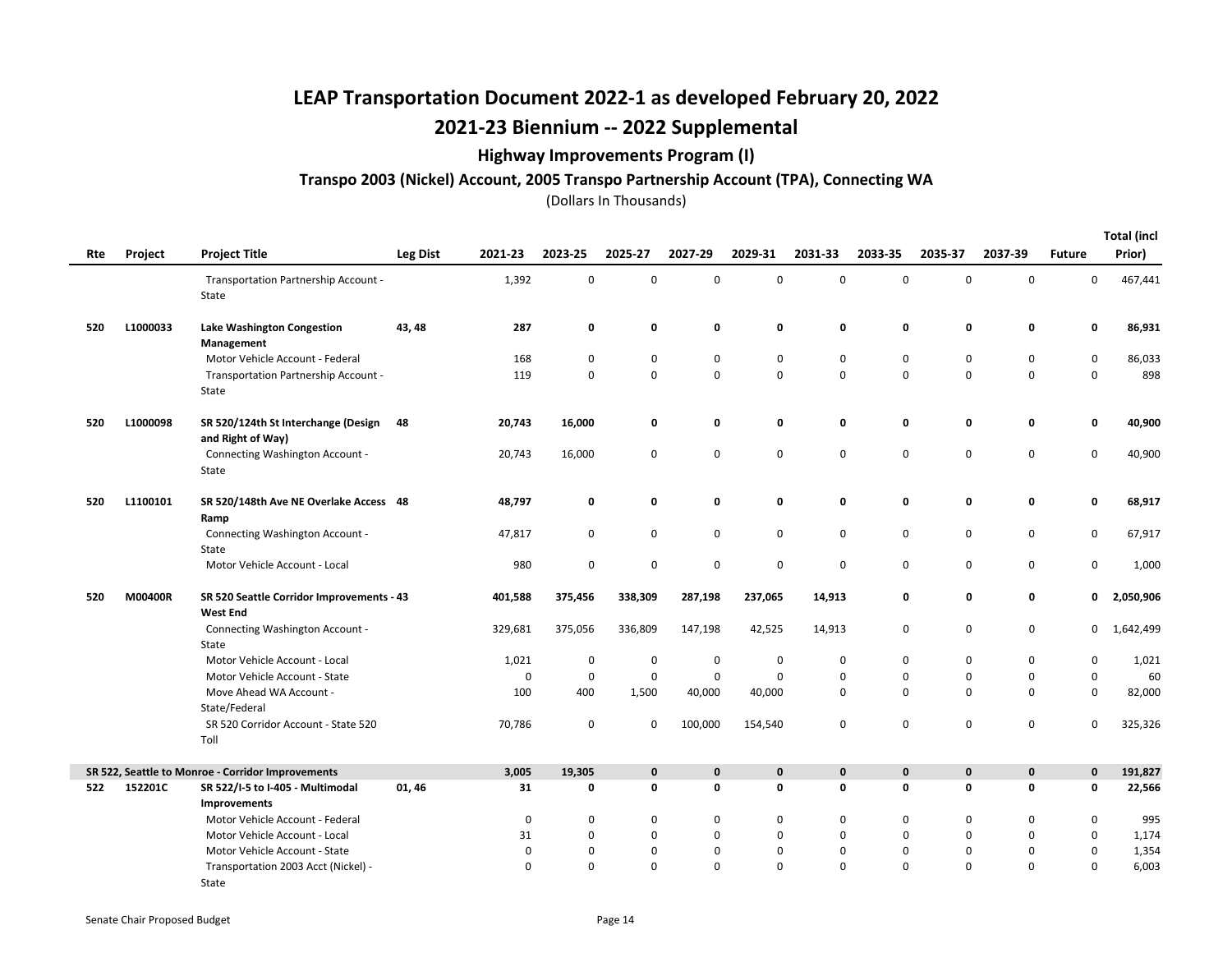# LEAP Transportation Document 2022-1 as developed February 20, 2022

## 2021-23 Biennium -- 2022 Supplemental

### Highway Improvements Program (I)

#### Transpo 2003 (Nickel) Account, 2005 Transpo Partnership Account (TPA), Connecting WA

(Dollars In Thousands)

| Rte | Project | Project Title | Leg Dist | 2021-23 | 2023-25 | 2025-27 | 2027-29 | 2029-31 | 2031-33 | 2033-35 | 2035-37 | 2037-39 | Future | Total (incl Prior) |
|---|---|---|---|---|---|---|---|---|---|---|---|---|---|---|
| | | Transportation Partnership Account - State | | 1,392 | 0 | 0 | 0 | 0 | 0 | 0 | 0 | 0 | 0 | 467,441 |
| **520** | **L1000033** | **Lake Washington Congestion Management** | **43, 48** | **287** | **0** | **0** | **0** | **0** | **0** | **0** | **0** | **0** | **0** | **86,931** |
| | | Motor Vehicle Account - Federal | | 168 | 0 | 0 | 0 | 0 | 0 | 0 | 0 | 0 | 0 | 86,033 |
| | | Transportation Partnership Account - State | | 119 | 0 | 0 | 0 | 0 | 0 | 0 | 0 | 0 | 0 | 898 |
| **520** | **L1000098** | **SR 520/124th St Interchange (Design and Right of Way)** | **48** | **20,743** | **16,000** | **0** | **0** | **0** | **0** | **0** | **0** | **0** | **0** | **40,900** |
| | | Connecting Washington Account - State | | 20,743 | 16,000 | 0 | 0 | 0 | 0 | 0 | 0 | 0 | 0 | 40,900 |
| **520** | **L1100101** | **SR 520/148th Ave NE Overlake Access Ramp** | **48** | **48,797** | **0** | **0** | **0** | **0** | **0** | **0** | **0** | **0** | **0** | **68,917** |
| | | Connecting Washington Account - State | | 47,817 | 0 | 0 | 0 | 0 | 0 | 0 | 0 | 0 | 0 | 67,917 |
| | | Motor Vehicle Account - Local | | 980 | 0 | 0 | 0 | 0 | 0 | 0 | 0 | 0 | 0 | 1,000 |
| **520** | **M00400R** | **SR 520 Seattle Corridor Improvements - West End** | **43** | **401,588** | **375,456** | **338,309** | **287,198** | **237,065** | **14,913** | **0** | **0** | **0** | **0** | **2,050,906** |
| | | Connecting Washington Account - State | | 329,681 | 375,056 | 336,809 | 147,198 | 42,525 | 14,913 | 0 | 0 | 0 | 0 | 1,642,499 |
| | | Motor Vehicle Account - Local | | 1,021 | 0 | 0 | 0 | 0 | 0 | 0 | 0 | 0 | 0 | 1,021 |
| | | Motor Vehicle Account - State | | 0 | 0 | 0 | 0 | 0 | 0 | 0 | 0 | 0 | 0 | 60 |
| | | Move Ahead WA Account - State/Federal | | 100 | 400 | 1,500 | 40,000 | 40,000 | 0 | 0 | 0 | 0 | 0 | 82,000 |
| | | SR 520 Corridor Account - State 520 Toll | | 70,786 | 0 | 0 | 100,000 | 154,540 | 0 | 0 | 0 | 0 | 0 | 325,326 |
| **SR 522, Seattle to Monroe - Corridor Improvements** | | | | **3,005** | **19,305** | **0** | **0** | **0** | **0** | **0** | **0** | **0** | **0** | **191,827** |
| **522** | **152201C** | **SR 522/I-5 to I-405 - Multimodal Improvements** | **01, 46** | **31** | **0** | **0** | **0** | **0** | **0** | **0** | **0** | **0** | **0** | **22,566** |
| | | Motor Vehicle Account - Federal | | 0 | 0 | 0 | 0 | 0 | 0 | 0 | 0 | 0 | 0 | 995 |
| | | Motor Vehicle Account - Local | | 31 | 0 | 0 | 0 | 0 | 0 | 0 | 0 | 0 | 0 | 1,174 |
| | | Motor Vehicle Account - State | | 0 | 0 | 0 | 0 | 0 | 0 | 0 | 0 | 0 | 0 | 1,354 |
| | | Transportation 2003 Acct (Nickel) - State | | 0 | 0 | 0 | 0 | 0 | 0 | 0 | 0 | 0 | 0 | 6,003 |

Senate Chair Proposed Budget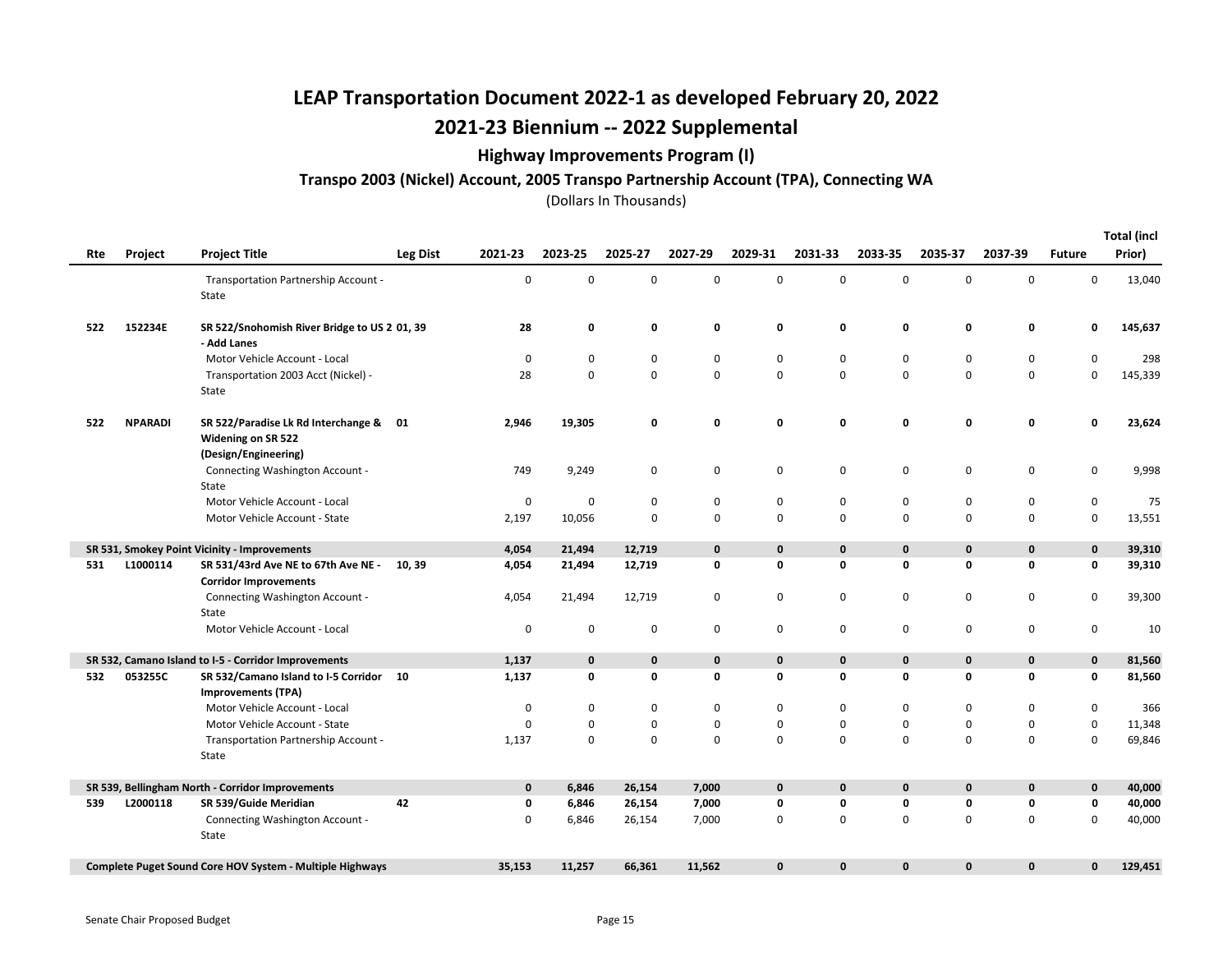# LEAP Transportation Document 2022-1 as developed February 20, 2022

## 2021-23 Biennium -- 2022 Supplemental

### Highway Improvements Program (I)

#### Transpo 2003 (Nickel) Account, 2005 Transpo Partnership Account (TPA), Connecting WA

(Dollars In Thousands)

| Rte | Project | Project Title | Leg Dist | 2021-23 | 2023-25 | 2025-27 | 2027-29 | 2029-31 | 2031-33 | 2033-35 | 2035-37 | 2037-39 | Future | Total (incl Prior) |
|---|---|---|---|---|---|---|---|---|---|---|---|---|---|---|
| | | Transportation Partnership Account - State | | 0 | 0 | 0 | 0 | 0 | 0 | 0 | 0 | 0 | 0 | 13,040 |
| **522** | **152234E** | **SR 522/Snohomish River Bridge to US 2 - Add Lanes** | **01, 39** | **28** | **0** | **0** | **0** | **0** | **0** | **0** | **0** | **0** | **0** | **145,637** |
| | | Motor Vehicle Account - Local | | 0 | 0 | 0 | 0 | 0 | 0 | 0 | 0 | 0 | 0 | 298 |
| | | Transportation 2003 Acct (Nickel) - State | | 28 | 0 | 0 | 0 | 0 | 0 | 0 | 0 | 0 | 0 | 145,339 |
| **522** | **NPARADI** | **SR 522/Paradise Lk Rd Interchange & Widening on SR 522 (Design/Engineering)** | **01** | **2,946** | **19,305** | **0** | **0** | **0** | **0** | **0** | **0** | **0** | **0** | **23,624** |
| | | Connecting Washington Account - State | | 749 | 9,249 | 0 | 0 | 0 | 0 | 0 | 0 | 0 | 0 | 9,998 |
| | | Motor Vehicle Account - Local | | 0 | 0 | 0 | 0 | 0 | 0 | 0 | 0 | 0 | 0 | 75 |
| | | Motor Vehicle Account - State | | 2,197 | 10,056 | 0 | 0 | 0 | 0 | 0 | 0 | 0 | 0 | 13,551 |
| **SR 531, Smokey Point Vicinity - Improvements** | | | | **4,054** | **21,494** | **12,719** | **0** | **0** | **0** | **0** | **0** | **0** | **0** | **39,310** |
| **531** | **L1000114** | **SR 531/43rd Ave NE to 67th Ave NE - Corridor Improvements** | **10, 39** | **4,054** | **21,494** | **12,719** | **0** | **0** | **0** | **0** | **0** | **0** | **0** | **39,310** |
| | | Connecting Washington Account - State | | 4,054 | 21,494 | 12,719 | 0 | 0 | 0 | 0 | 0 | 0 | 0 | 39,300 |
| | | Motor Vehicle Account - Local | | 0 | 0 | 0 | 0 | 0 | 0 | 0 | 0 | 0 | 0 | 10 |
| **SR 532, Camano Island to I-5 - Corridor Improvements** | | | | **1,137** | **0** | **0** | **0** | **0** | **0** | **0** | **0** | **0** | **0** | **81,560** |
| **532** | **053255C** | **SR 532/Camano Island to I-5 Corridor Improvements (TPA)** | **10** | **1,137** | **0** | **0** | **0** | **0** | **0** | **0** | **0** | **0** | **0** | **81,560** |
| | | Motor Vehicle Account - Local | | 0 | 0 | 0 | 0 | 0 | 0 | 0 | 0 | 0 | 0 | 366 |
| | | Motor Vehicle Account - State | | 0 | 0 | 0 | 0 | 0 | 0 | 0 | 0 | 0 | 0 | 11,348 |
| | | Transportation Partnership Account - State | | 1,137 | 0 | 0 | 0 | 0 | 0 | 0 | 0 | 0 | 0 | 69,846 |
| **SR 539, Bellingham North - Corridor Improvements** | | | | **0** | **6,846** | **26,154** | **7,000** | **0** | **0** | **0** | **0** | **0** | **0** | **40,000** |
| **539** | **L2000118** | **SR 539/Guide Meridian** | **42** | **0** | **6,846** | **26,154** | **7,000** | **0** | **0** | **0** | **0** | **0** | **0** | **40,000** |
| | | Connecting Washington Account - State | | 0 | 6,846 | 26,154 | 7,000 | 0 | 0 | 0 | 0 | 0 | 0 | 40,000 |
| **Complete Puget Sound Core HOV System - Multiple Highways** | | | | **35,153** | **11,257** | **66,361** | **11,562** | **0** | **0** | **0** | **0** | **0** | **0** | **129,451** |

Senate Chair Proposed Budget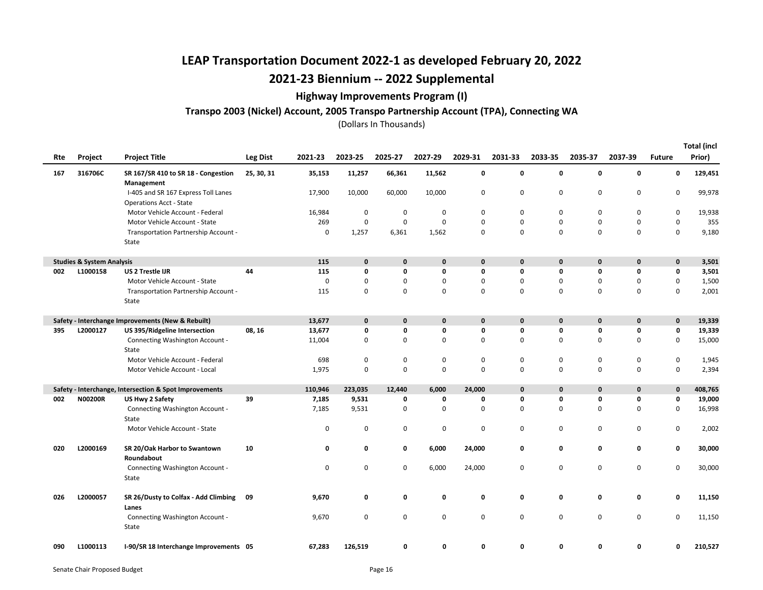# LEAP Transportation Document 2022-1 as developed February 20, 2022

## 2021-23 Biennium -- 2022 Supplemental

### Highway Improvements Program (I)

#### Transpo 2003 (Nickel) Account, 2005 Transpo Partnership Account (TPA), Connecting WA

(Dollars In Thousands)

| Rte | Project | Project Title | Leg Dist | 2021-23 | 2023-25 | 2025-27 | 2027-29 | 2029-31 | 2031-33 | 2033-35 | 2035-37 | 2037-39 | Future | Total (incl Prior) |
|---|---|---|---|---|---|---|---|---|---|---|---|---|---|---|
| **167** | **316706C** | **SR 167/SR 410 to SR 18 - Congestion Management** | **25, 30, 31** | **35,153** | **11,257** | **66,361** | **11,562** | **0** | **0** | **0** | **0** | **0** | **0** | **129,451** |
| | | I-405 and SR 167 Express Toll Lanes Operations Acct - State | | 17,900 | 10,000 | 60,000 | 10,000 | 0 | 0 | 0 | 0 | 0 | 0 | 99,978 |
| | | Motor Vehicle Account - Federal | | 16,984 | 0 | 0 | 0 | 0 | 0 | 0 | 0 | 0 | 0 | 19,938 |
| | | Motor Vehicle Account - State | | 269 | 0 | 0 | 0 | 0 | 0 | 0 | 0 | 0 | 0 | 355 |
| | | Transportation Partnership Account - State | | 0 | 1,257 | 6,361 | 1,562 | 0 | 0 | 0 | 0 | 0 | 0 | 9,180 |
| **Studies & System Analysis** | | | | **115** | **0** | **0** | **0** | **0** | **0** | **0** | **0** | **0** | **0** | **3,501** |
| **002** | **L1000158** | **US 2 Trestle IJR** | **44** | **115** | **0** | **0** | **0** | **0** | **0** | **0** | **0** | **0** | **0** | **3,501** |
| | | Motor Vehicle Account - State | | 0 | 0 | 0 | 0 | 0 | 0 | 0 | 0 | 0 | 0 | 1,500 |
| | | Transportation Partnership Account - State | | 115 | 0 | 0 | 0 | 0 | 0 | 0 | 0 | 0 | 0 | 2,001 |
| **Safety - Interchange Improvements (New & Rebuilt)** | | | | **13,677** | **0** | **0** | **0** | **0** | **0** | **0** | **0** | **0** | **0** | **19,339** |
| **395** | **L2000127** | **US 395/Ridgeline Intersection** | **08, 16** | **13,677** | **0** | **0** | **0** | **0** | **0** | **0** | **0** | **0** | **0** | **19,339** |
| | | Connecting Washington Account - State | | 11,004 | 0 | 0 | 0 | 0 | 0 | 0 | 0 | 0 | 0 | 15,000 |
| | | Motor Vehicle Account - Federal | | 698 | 0 | 0 | 0 | 0 | 0 | 0 | 0 | 0 | 0 | 1,945 |
| | | Motor Vehicle Account - Local | | 1,975 | 0 | 0 | 0 | 0 | 0 | 0 | 0 | 0 | 0 | 2,394 |
| **Safety - Interchange, Intersection & Spot Improvements** | | | | **110,946** | **223,035** | **12,440** | **6,000** | **24,000** | **0** | **0** | **0** | **0** | **0** | **408,765** |
| **002** | **N00200R** | **US Hwy 2 Safety** | **39** | **7,185** | **9,531** | **0** | **0** | **0** | **0** | **0** | **0** | **0** | **0** | **19,000** |
| | | Connecting Washington Account - State | | 7,185 | 9,531 | 0 | 0 | 0 | 0 | 0 | 0 | 0 | 0 | 16,998 |
| | | Motor Vehicle Account - State | | 0 | 0 | 0 | 0 | 0 | 0 | 0 | 0 | 0 | 0 | 2,002 |
| **020** | **L2000169** | **SR 20/Oak Harbor to Swantown Roundabout** | **10** | **0** | **0** | **0** | **6,000** | **24,000** | **0** | **0** | **0** | **0** | **0** | **30,000** |
| | | Connecting Washington Account - State | | 0 | 0 | 0 | 6,000 | 24,000 | 0 | 0 | 0 | 0 | 0 | 30,000 |
| **026** | **L2000057** | **SR 26/Dusty to Colfax - Add Climbing Lanes** | **09** | **9,670** | **0** | **0** | **0** | **0** | **0** | **0** | **0** | **0** | **0** | **11,150** |
| | | Connecting Washington Account - State | | 9,670 | 0 | 0 | 0 | 0 | 0 | 0 | 0 | 0 | 0 | 11,150 |
| **090** | **L1000113** | **I-90/SR 18 Interchange Improvements** | **05** | **67,283** | **126,519** | **0** | **0** | **0** | **0** | **0** | **0** | **0** | **0** | **210,527** |

Senate Chair Proposed Budget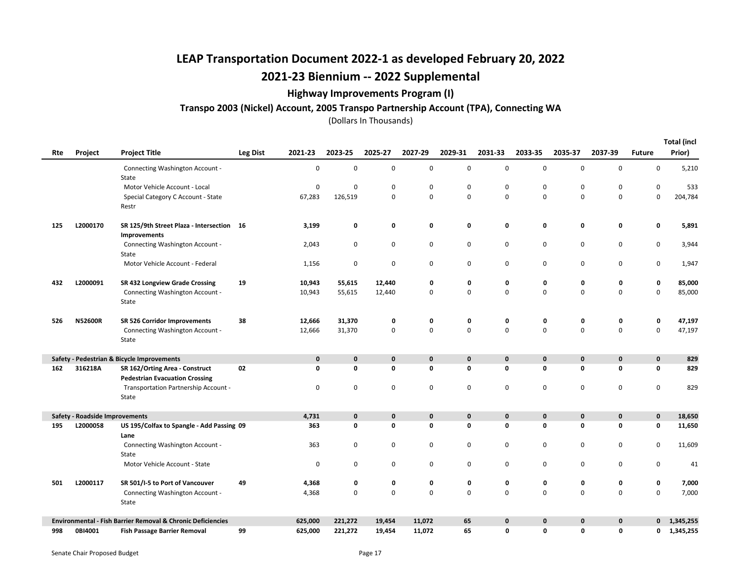# LEAP Transportation Document 2022-1 as developed February 20, 2022

## 2021-23 Biennium -- 2022 Supplemental

### Highway Improvements Program (I)

#### Transpo 2003 (Nickel) Account, 2005 Transpo Partnership Account (TPA), Connecting WA

(Dollars In Thousands)

| Rte | Project | Project Title | Leg Dist | 2021-23 | 2023-25 | 2025-27 | 2027-29 | 2029-31 | 2031-33 | 2033-35 | 2035-37 | 2037-39 | Future | Total (incl Prior) |
|---|---|---|---|---|---|---|---|---|---|---|---|---|---|---|
| | | Connecting Washington Account - State | | 0 | 0 | 0 | 0 | 0 | 0 | 0 | 0 | 0 | 0 | 5,210 |
| | | Motor Vehicle Account - Local | | 0 | 0 | 0 | 0 | 0 | 0 | 0 | 0 | 0 | 0 | 533 |
| | | Special Category C Account - State Restr | | 67,283 | 126,519 | 0 | 0 | 0 | 0 | 0 | 0 | 0 | 0 | 204,784 |
| **125** | **L2000170** | **SR 125/9th Street Plaza - Intersection Improvements** | **16** | **3,199** | **0** | **0** | **0** | **0** | **0** | **0** | **0** | **0** | **0** | **5,891** |
| | | Connecting Washington Account - State | | 2,043 | 0 | 0 | 0 | 0 | 0 | 0 | 0 | 0 | 0 | 3,944 |
| | | Motor Vehicle Account - Federal | | 1,156 | 0 | 0 | 0 | 0 | 0 | 0 | 0 | 0 | 0 | 1,947 |
| **432** | **L2000091** | **SR 432 Longview Grade Crossing** | **19** | **10,943** | **55,615** | **12,440** | **0** | **0** | **0** | **0** | **0** | **0** | **0** | **85,000** |
| | | Connecting Washington Account - State | | 10,943 | 55,615 | 12,440 | 0 | 0 | 0 | 0 | 0 | 0 | 0 | 85,000 |
| **526** | **N52600R** | **SR 526 Corridor Improvements** | **38** | **12,666** | **31,370** | **0** | **0** | **0** | **0** | **0** | **0** | **0** | **0** | **47,197** |
| | | Connecting Washington Account - State | | 12,666 | 31,370 | 0 | 0 | 0 | 0 | 0 | 0 | 0 | 0 | 47,197 |
| **Safety - Pedestrian & Bicycle Improvements** | | | | **0** | **0** | **0** | **0** | **0** | **0** | **0** | **0** | **0** | **0** | **829** |
| **162** | **316218A** | **SR 162/Orting Area - Construct Pedestrian Evacuation Crossing** | **02** | **0** | **0** | **0** | **0** | **0** | **0** | **0** | **0** | **0** | **0** | **829** |
| | | Transportation Partnership Account - State | | 0 | 0 | 0 | 0 | 0 | 0 | 0 | 0 | 0 | 0 | 829 |
| **Safety - Roadside Improvements** | | | | **4,731** | **0** | **0** | **0** | **0** | **0** | **0** | **0** | **0** | **0** | **18,650** |
| **195** | **L2000058** | **US 195/Colfax to Spangle - Add Passing Lane** | **09** | **363** | **0** | **0** | **0** | **0** | **0** | **0** | **0** | **0** | **0** | **11,650** |
| | | Connecting Washington Account - State | | 363 | 0 | 0 | 0 | 0 | 0 | 0 | 0 | 0 | 0 | 11,609 |
| | | Motor Vehicle Account - State | | 0 | 0 | 0 | 0 | 0 | 0 | 0 | 0 | 0 | 0 | 41 |
| **501** | **L2000117** | **SR 501/I-5 to Port of Vancouver** | **49** | **4,368** | **0** | **0** | **0** | **0** | **0** | **0** | **0** | **0** | **0** | **7,000** |
| | | Connecting Washington Account - State | | 4,368 | 0 | 0 | 0 | 0 | 0 | 0 | 0 | 0 | 0 | 7,000 |
| **Environmental - Fish Barrier Removal & Chronic Deficiencies** | | | | **625,000** | **221,272** | **19,454** | **11,072** | **65** | **0** | **0** | **0** | **0** | **0** | **1,345,255** |
| **998** | **0BI4001** | **Fish Passage Barrier Removal** | **99** | **625,000** | **221,272** | **19,454** | **11,072** | **65** | **0** | **0** | **0** | **0** | **0** | **1,345,255** |

Senate Chair Proposed Budget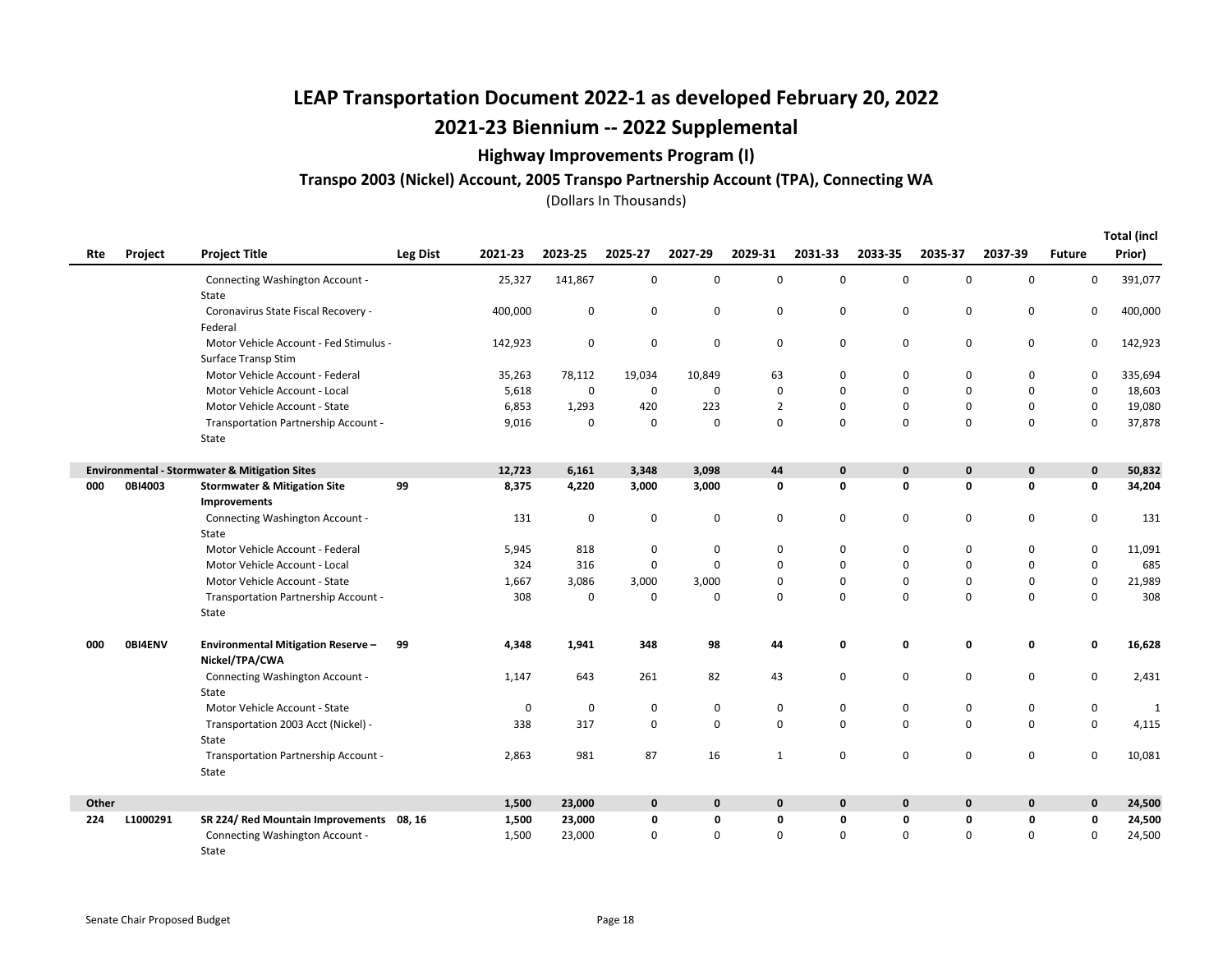# LEAP Transportation Document 2022-1 as developed February 20, 2022

## 2021-23 Biennium -- 2022 Supplemental

### Highway Improvements Program (I)

#### Transpo 2003 (Nickel) Account, 2005 Transpo Partnership Account (TPA), Connecting WA

(Dollars In Thousands)

| Rte | Project | Project Title | Leg Dist | 2021-23 | 2023-25 | 2025-27 | 2027-29 | 2029-31 | 2031-33 | 2033-35 | 2035-37 | 2037-39 | Future | Total (incl Prior) |
|---|---|---|---|---|---|---|---|---|---|---|---|---|---|---|
| | | Connecting Washington Account - State | | 25,327 | 141,867 | 0 | 0 | 0 | 0 | 0 | 0 | 0 | 0 | 391,077 |
| | | Coronavirus State Fiscal Recovery - Federal | | 400,000 | 0 | 0 | 0 | 0 | 0 | 0 | 0 | 0 | 0 | 400,000 |
| | | Motor Vehicle Account - Fed Stimulus - Surface Transp Stim | | 142,923 | 0 | 0 | 0 | 0 | 0 | 0 | 0 | 0 | 0 | 142,923 |
| | | Motor Vehicle Account - Federal | | 35,263 | 78,112 | 19,034 | 10,849 | 63 | 0 | 0 | 0 | 0 | 0 | 335,694 |
| | | Motor Vehicle Account - Local | | 5,618 | 0 | 0 | 0 | 0 | 0 | 0 | 0 | 0 | 0 | 18,603 |
| | | Motor Vehicle Account - State | | 6,853 | 1,293 | 420 | 223 | 2 | 0 | 0 | 0 | 0 | 0 | 19,080 |
| | | Transportation Partnership Account - State | | 9,016 | 0 | 0 | 0 | 0 | 0 | 0 | 0 | 0 | 0 | 37,878 |
| **Environmental - Stormwater & Mitigation Sites** | | | | **12,723** | **6,161** | **3,348** | **3,098** | **44** | **0** | **0** | **0** | **0** | **0** | **50,832** |
| **000** | **0BI4003** | **Stormwater & Mitigation Site Improvements** | **99** | **8,375** | **4,220** | **3,000** | **3,000** | **0** | **0** | **0** | **0** | **0** | **0** | **34,204** |
| | | Connecting Washington Account - State | | 131 | 0 | 0 | 0 | 0 | 0 | 0 | 0 | 0 | 0 | 131 |
| | | Motor Vehicle Account - Federal | | 5,945 | 818 | 0 | 0 | 0 | 0 | 0 | 0 | 0 | 0 | 11,091 |
| | | Motor Vehicle Account - Local | | 324 | 316 | 0 | 0 | 0 | 0 | 0 | 0 | 0 | 0 | 685 |
| | | Motor Vehicle Account - State | | 1,667 | 3,086 | 3,000 | 3,000 | 0 | 0 | 0 | 0 | 0 | 0 | 21,989 |
| | | Transportation Partnership Account - State | | 308 | 0 | 0 | 0 | 0 | 0 | 0 | 0 | 0 | 0 | 308 |
| **000** | **0BI4ENV** | **Environmental Mitigation Reserve – Nickel/TPA/CWA** | **99** | **4,348** | **1,941** | **348** | **98** | **44** | **0** | **0** | **0** | **0** | **0** | **16,628** |
| | | Connecting Washington Account - State | | 1,147 | 643 | 261 | 82 | 43 | 0 | 0 | 0 | 0 | 0 | 2,431 |
| | | Motor Vehicle Account - State | | 0 | 0 | 0 | 0 | 0 | 0 | 0 | 0 | 0 | 0 | 1 |
| | | Transportation 2003 Acct (Nickel) - State | | 338 | 317 | 0 | 0 | 0 | 0 | 0 | 0 | 0 | 0 | 4,115 |
| | | Transportation Partnership Account - State | | 2,863 | 981 | 87 | 16 | 1 | 0 | 0 | 0 | 0 | 0 | 10,081 |
| **Other** | | | | **1,500** | **23,000** | **0** | **0** | **0** | **0** | **0** | **0** | **0** | **0** | **24,500** |
| **224** | **L1000291** | **SR 224/ Red Mountain Improvements** | **08, 16** | **1,500** | **23,000** | **0** | **0** | **0** | **0** | **0** | **0** | **0** | **0** | **24,500** |
| | | Connecting Washington Account - State | | 1,500 | 23,000 | 0 | 0 | 0 | 0 | 0 | 0 | 0 | 0 | 24,500 |

Senate Chair Proposed Budget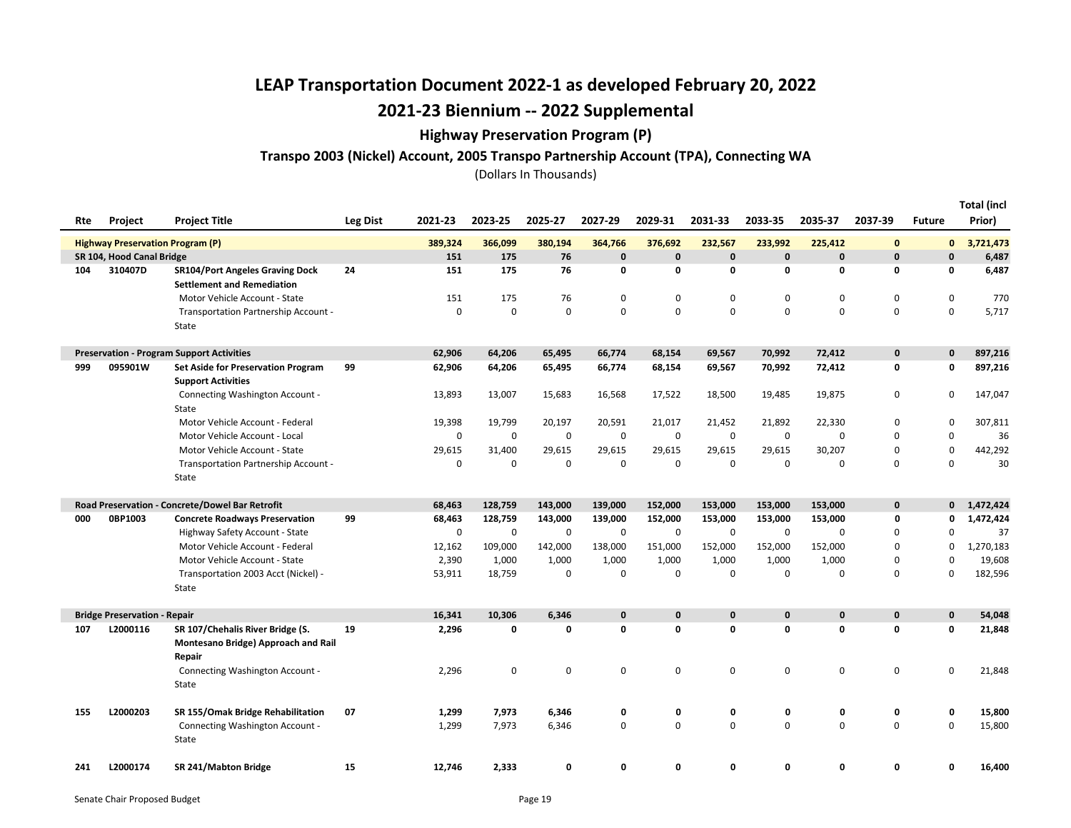# LEAP Transportation Document 2022-1 as developed February 20, 2022

## 2021-23 Biennium -- 2022 Supplemental

### Highway Preservation Program (P)

#### Transpo 2003 (Nickel) Account, 2005 Transpo Partnership Account (TPA), Connecting WA

(Dollars In Thousands)

| Rte | Project | Project Title | Leg Dist | 2021-23 | 2023-25 | 2025-27 | 2027-29 | 2029-31 | 2031-33 | 2033-35 | 2035-37 | 2037-39 | Future | Total (incl Prior) |
|---|---|---|---|---|---|---|---|---|---|---|---|---|---|---|
| **Highway Preservation Program (P)** | | | | **389,324** | **366,099** | **380,194** | **364,766** | **376,692** | **232,567** | **233,992** | **225,412** | **0** | **0** | **3,721,473** |
| **SR 104, Hood Canal Bridge** | | | | **151** | **175** | **76** | **0** | **0** | **0** | **0** | **0** | **0** | **0** | **6,487** |
| 104 | 310407D | **SR104/Port Angeles Graving Dock Settlement and Remediation** | 24 | **151** | **175** | **76** | **0** | **0** | **0** | **0** | **0** | **0** | **0** | **6,487** |
| | | Motor Vehicle Account - State | | 151 | 175 | 76 | 0 | 0 | 0 | 0 | 0 | 0 | 0 | 770 |
| | | Transportation Partnership Account - State | | 0 | 0 | 0 | 0 | 0 | 0 | 0 | 0 | 0 | 0 | 5,717 |
| **Preservation - Program Support Activities** | | | | **62,906** | **64,206** | **65,495** | **66,774** | **68,154** | **69,567** | **70,992** | **72,412** | **0** | **0** | **897,216** |
| 999 | 095901W | **Set Aside for Preservation Program Support Activities** | 99 | **62,906** | **64,206** | **65,495** | **66,774** | **68,154** | **69,567** | **70,992** | **72,412** | **0** | **0** | **897,216** |
| | | Connecting Washington Account - State | | 13,893 | 13,007 | 15,683 | 16,568 | 17,522 | 18,500 | 19,485 | 19,875 | 0 | 0 | 147,047 |
| | | Motor Vehicle Account - Federal | | 19,398 | 19,799 | 20,197 | 20,591 | 21,017 | 21,452 | 21,892 | 22,330 | 0 | 0 | 307,811 |
| | | Motor Vehicle Account - Local | | 0 | 0 | 0 | 0 | 0 | 0 | 0 | 0 | 0 | 0 | 36 |
| | | Motor Vehicle Account - State | | 29,615 | 31,400 | 29,615 | 29,615 | 29,615 | 29,615 | 29,615 | 30,207 | 0 | 0 | 442,292 |
| | | Transportation Partnership Account - State | | 0 | 0 | 0 | 0 | 0 | 0 | 0 | 0 | 0 | 0 | 30 |
| **Road Preservation - Concrete/Dowel Bar Retrofit** | | | | **68,463** | **128,759** | **143,000** | **139,000** | **152,000** | **153,000** | **153,000** | **153,000** | **0** | **0** | **1,472,424** |
| 000 | 0BP1003 | **Concrete Roadways Preservation** | 99 | **68,463** | **128,759** | **143,000** | **139,000** | **152,000** | **153,000** | **153,000** | **153,000** | **0** | **0** | **1,472,424** |
| | | Highway Safety Account - State | | 0 | 0 | 0 | 0 | 0 | 0 | 0 | 0 | 0 | 0 | 37 |
| | | Motor Vehicle Account - Federal | | 12,162 | 109,000 | 142,000 | 138,000 | 151,000 | 152,000 | 152,000 | 152,000 | 0 | 0 | 1,270,183 |
| | | Motor Vehicle Account - State | | 2,390 | 1,000 | 1,000 | 1,000 | 1,000 | 1,000 | 1,000 | 1,000 | 0 | 0 | 19,608 |
| | | Transportation 2003 Acct (Nickel) - State | | 53,911 | 18,759 | 0 | 0 | 0 | 0 | 0 | 0 | 0 | 0 | 182,596 |
| **Bridge Preservation - Repair** | | | | **16,341** | **10,306** | **6,346** | **0** | **0** | **0** | **0** | **0** | **0** | **0** | **54,048** |
| 107 | L2000116 | **SR 107/Chehalis River Bridge (S. Montesano Bridge) Approach and Rail Repair** | 19 | **2,296** | **0** | **0** | **0** | **0** | **0** | **0** | **0** | **0** | **0** | **21,848** |
| | | Connecting Washington Account - State | | 2,296 | 0 | 0 | 0 | 0 | 0 | 0 | 0 | 0 | 0 | 21,848 |
| 155 | L2000203 | **SR 155/Omak Bridge Rehabilitation** | 07 | **1,299** | **7,973** | **6,346** | **0** | **0** | **0** | **0** | **0** | **0** | **0** | **15,800** |
| | | Connecting Washington Account - State | | 1,299 | 7,973 | 6,346 | 0 | 0 | 0 | 0 | 0 | 0 | 0 | 15,800 |
| 241 | L2000174 | **SR 241/Mabton Bridge** | 15 | **12,746** | **2,333** | **0** | **0** | **0** | **0** | **0** | **0** | **0** | **0** | **16,400** |

Senate Chair Proposed Budget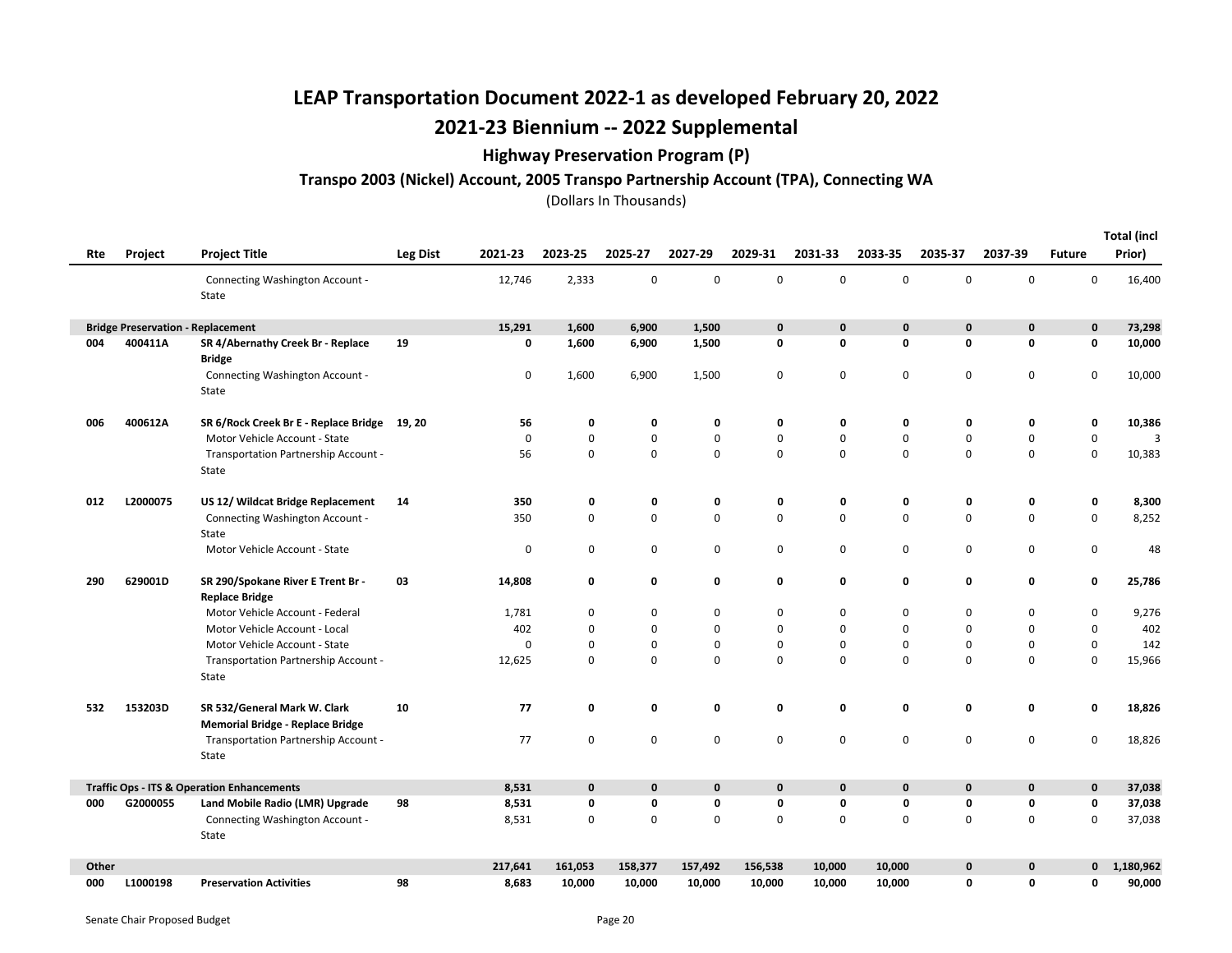# LEAP Transportation Document 2022-1 as developed February 20, 2022

## 2021-23 Biennium -- 2022 Supplemental

### Highway Preservation Program (P)

### Transpo 2003 (Nickel) Account, 2005 Transpo Partnership Account (TPA), Connecting WA

(Dollars In Thousands)

| Rte | Project | Project Title | Leg Dist | 2021-23 | 2023-25 | 2025-27 | 2027-29 | 2029-31 | 2031-33 | 2033-35 | 2035-37 | 2037-39 | Future | Total (incl Prior) |
|---|---|---|---|---|---|---|---|---|---|---|---|---|---|---|
| | | Connecting Washington Account - State | | 12,746 | 2,333 | 0 | 0 | 0 | 0 | 0 | 0 | 0 | 0 | 16,400 |
| **Bridge Preservation - Replacement** | | | | **15,291** | **1,600** | **6,900** | **1,500** | **0** | **0** | **0** | **0** | **0** | **0** | **73,298** |
| **004** | **400411A** | **SR 4/Abernathy Creek Br - Replace Bridge** | **19** | **0** | **1,600** | **6,900** | **1,500** | **0** | **0** | **0** | **0** | **0** | **0** | **10,000** |
| | | Connecting Washington Account - State | | 0 | 1,600 | 6,900 | 1,500 | 0 | 0 | 0 | 0 | 0 | 0 | 10,000 |
| **006** | **400612A** | **SR 6/Rock Creek Br E - Replace Bridge** | **19, 20** | **56** | **0** | **0** | **0** | **0** | **0** | **0** | **0** | **0** | **0** | **10,386** |
| | | Motor Vehicle Account - State | | 0 | 0 | 0 | 0 | 0 | 0 | 0 | 0 | 0 | 0 | 3 |
| | | Transportation Partnership Account - State | | 56 | 0 | 0 | 0 | 0 | 0 | 0 | 0 | 0 | 0 | 10,383 |
| **012** | **L2000075** | **US 12/ Wildcat Bridge Replacement** | **14** | **350** | **0** | **0** | **0** | **0** | **0** | **0** | **0** | **0** | **0** | **8,300** |
| | | Connecting Washington Account - State | | 350 | 0 | 0 | 0 | 0 | 0 | 0 | 0 | 0 | 0 | 8,252 |
| | | Motor Vehicle Account - State | | 0 | 0 | 0 | 0 | 0 | 0 | 0 | 0 | 0 | 0 | 48 |
| **290** | **629001D** | **SR 290/Spokane River E Trent Br - Replace Bridge** | **03** | **14,808** | **0** | **0** | **0** | **0** | **0** | **0** | **0** | **0** | **0** | **25,786** |
| | | Motor Vehicle Account - Federal | | 1,781 | 0 | 0 | 0 | 0 | 0 | 0 | 0 | 0 | 0 | 9,276 |
| | | Motor Vehicle Account - Local | | 402 | 0 | 0 | 0 | 0 | 0 | 0 | 0 | 0 | 0 | 402 |
| | | Motor Vehicle Account - State | | 0 | 0 | 0 | 0 | 0 | 0 | 0 | 0 | 0 | 0 | 142 |
| | | Transportation Partnership Account - State | | 12,625 | 0 | 0 | 0 | 0 | 0 | 0 | 0 | 0 | 0 | 15,966 |
| **532** | **153203D** | **SR 532/General Mark W. Clark Memorial Bridge - Replace Bridge** | **10** | **77** | **0** | **0** | **0** | **0** | **0** | **0** | **0** | **0** | **0** | **18,826** |
| | | Transportation Partnership Account - State | | 77 | 0 | 0 | 0 | 0 | 0 | 0 | 0 | 0 | 0 | 18,826 |
| **Traffic Ops - ITS & Operation Enhancements** | | | | **8,531** | **0** | **0** | **0** | **0** | **0** | **0** | **0** | **0** | **0** | **37,038** |
| **000** | **G2000055** | **Land Mobile Radio (LMR) Upgrade** | **98** | **8,531** | **0** | **0** | **0** | **0** | **0** | **0** | **0** | **0** | **0** | **37,038** |
| | | Connecting Washington Account - State | | 8,531 | 0 | 0 | 0 | 0 | 0 | 0 | 0 | 0 | 0 | 37,038 |
| **Other** | | | | **217,641** | **161,053** | **158,377** | **157,492** | **156,538** | **10,000** | **10,000** | **0** | **0** | **0** | **1,180,962** |
| **000** | **L1000198** | **Preservation Activities** | **98** | **8,683** | **10,000** | **10,000** | **10,000** | **10,000** | **10,000** | **10,000** | **0** | **0** | **0** | **90,000** |

Senate Chair Proposed Budget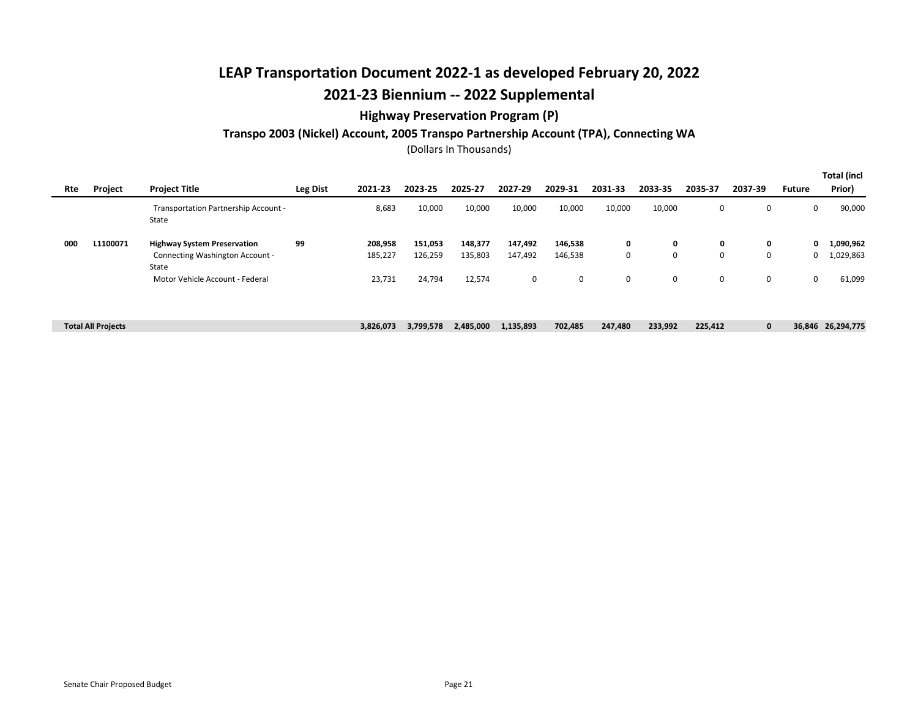# LEAP Transportation Document 2022-1 as developed February 20, 2022

## 2021-23 Biennium -- 2022 Supplemental

### Highway Preservation Program (P)

### Transpo 2003 (Nickel) Account, 2005 Transpo Partnership Account (TPA), Connecting WA

(Dollars In Thousands)

| Rte | Project | Project Title | Leg Dist | 2021-23 | 2023-25 | 2025-27 | 2027-29 | 2029-31 | 2031-33 | 2033-35 | 2035-37 | 2037-39 | Future | Total (incl Prior) |
|---|---|---|---|---|---|---|---|---|---|---|---|---|---|---|
| | | Transportation Partnership Account - State | | 8,683 | 10,000 | 10,000 | 10,000 | 10,000 | 10,000 | 10,000 | 0 | 0 | 0 | 90,000 |
| **000** | **L1100071** | **Highway System Preservation** | **99** | **208,958** | **151,053** | **148,377** | **147,492** | **146,538** | **0** | **0** | **0** | **0** | **0** | **1,090,962** |
| | | Connecting Washington Account - State | | 185,227 | 126,259 | 135,803 | 147,492 | 146,538 | 0 | 0 | 0 | 0 | 0 | 1,029,863 |
| | | Motor Vehicle Account - Federal | | 23,731 | 24,794 | 12,574 | 0 | 0 | 0 | 0 | 0 | 0 | 0 | 61,099 |
| **Total All Projects** | | | | **3,826,073** | **3,799,578** | **2,485,000** | **1,135,893** | **702,485** | **247,480** | **233,992** | **225,412** | **0** | **36,846** | **26,294,775** |

Senate Chair Proposed Budget